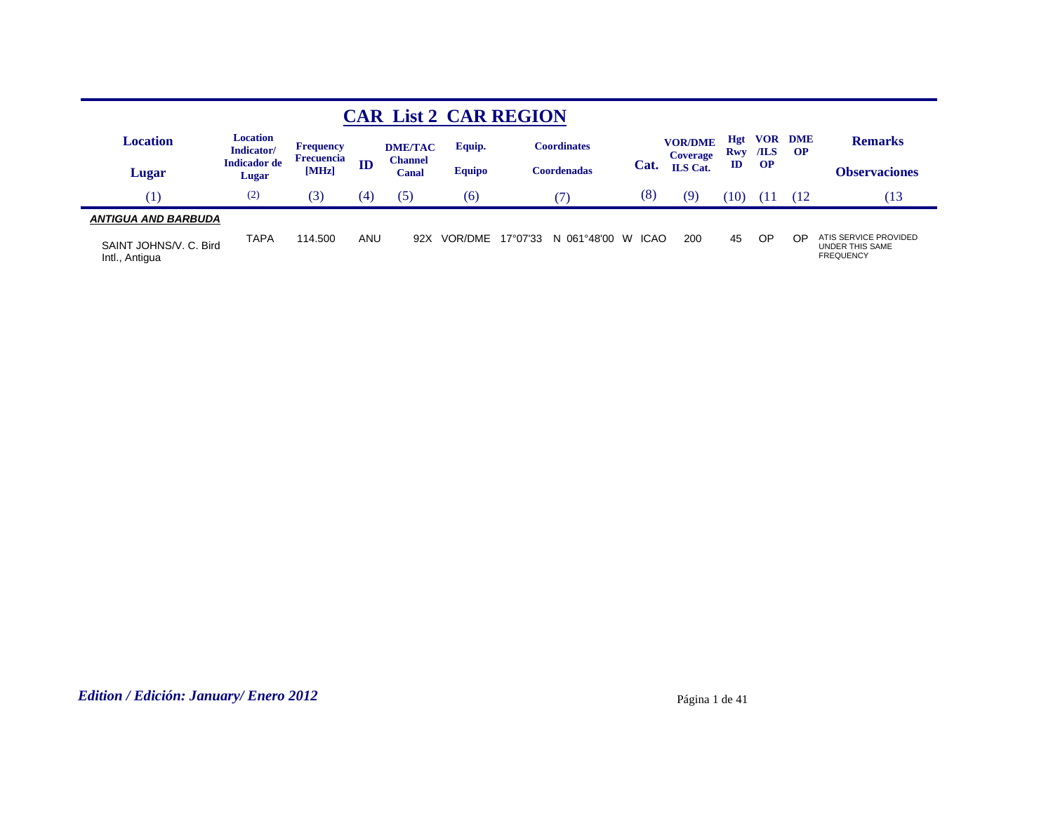# CAR List 2 CAR REGION

| Location / Lugar | Location Indicator/ Indicador de Lugar | Frequency Frecuencia [MHz] | ID | DME/TAC Channel Canal | Equip. Equipo | Coordinates Coordenadas | Cat. | VOR/DME Coverage ILS Cat. | Hgt Rwy ID | VOR /ILS OP | DME OP | Remarks Observaciones |
|---|---|---|---|---|---|---|---|---|---|---|---|---|
| (1) | (2) | (3) | (4) | (5) | (6) | (7) | (8) | (9) | (10) | (11 | (12 | (13 |
| ***ANTIGUA AND BARBUDA*** | | | | | | | | | | | | |
| SAINT JOHNS/V. C. Bird Intl., Antigua | TAPA | 114.500 | ANU | 92X | VOR/DME | 17°07'33 N 061°48'00 W | ICAO | 200 | 45 | OP | OP | ATIS SERVICE PROVIDED UNDER THIS SAME FREQUENCY |

*Edition / Edición: January/ Enero 2012*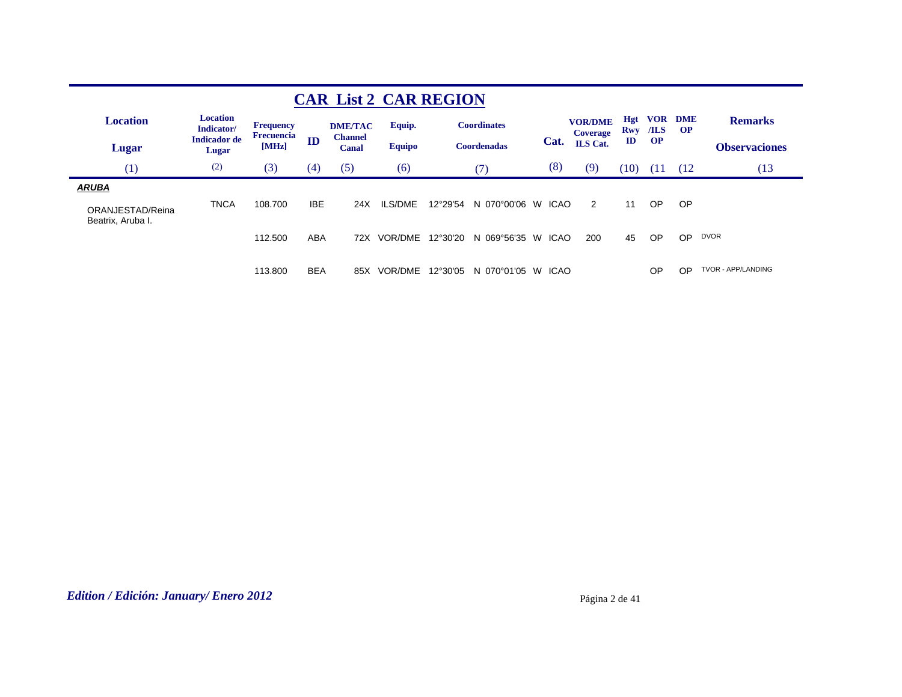# CAR List 2 CAR REGION

| Location / Lugar | Location Indicator/ Indicador de Lugar | Frequency Frecuencia [MHz] | ID | DME/TAC Channel Canal | Equip. / Equipo | Coordinates / Coordenadas | Cat. | VOR/DME Coverage ILS Cat. | Hgt Rwy ID | VOR /ILS OP | DME OP | Remarks / Observaciones |
|---|---|---|---|---|---|---|---|---|---|---|---|---|
| (1) | (2) | (3) | (4) | (5) | (6) | (7) | (8) | (9) | (10) | (11 | (12 | (13 |
| ***ARUBA*** | | | | | | | | | | | | |
| ORANJESTAD/Reina Beatrix, Aruba I. | TNCA | 108.700 | IBE | 24X | ILS/DME | 12°29'54 N 070°00'06 W | ICAO | 2 | 11 | OP | OP | |
| | | 112.500 | ABA | 72X | VOR/DME | 12°30'20 N 069°56'35 W | ICAO | 200 | 45 | OP | OP | DVOR |
| | | 113.800 | BEA | 85X | VOR/DME | 12°30'05 N 070°01'05 W | ICAO | | | OP | OP | TVOR - APP/LANDING |

*Edition / Edición: January/ Enero 2012*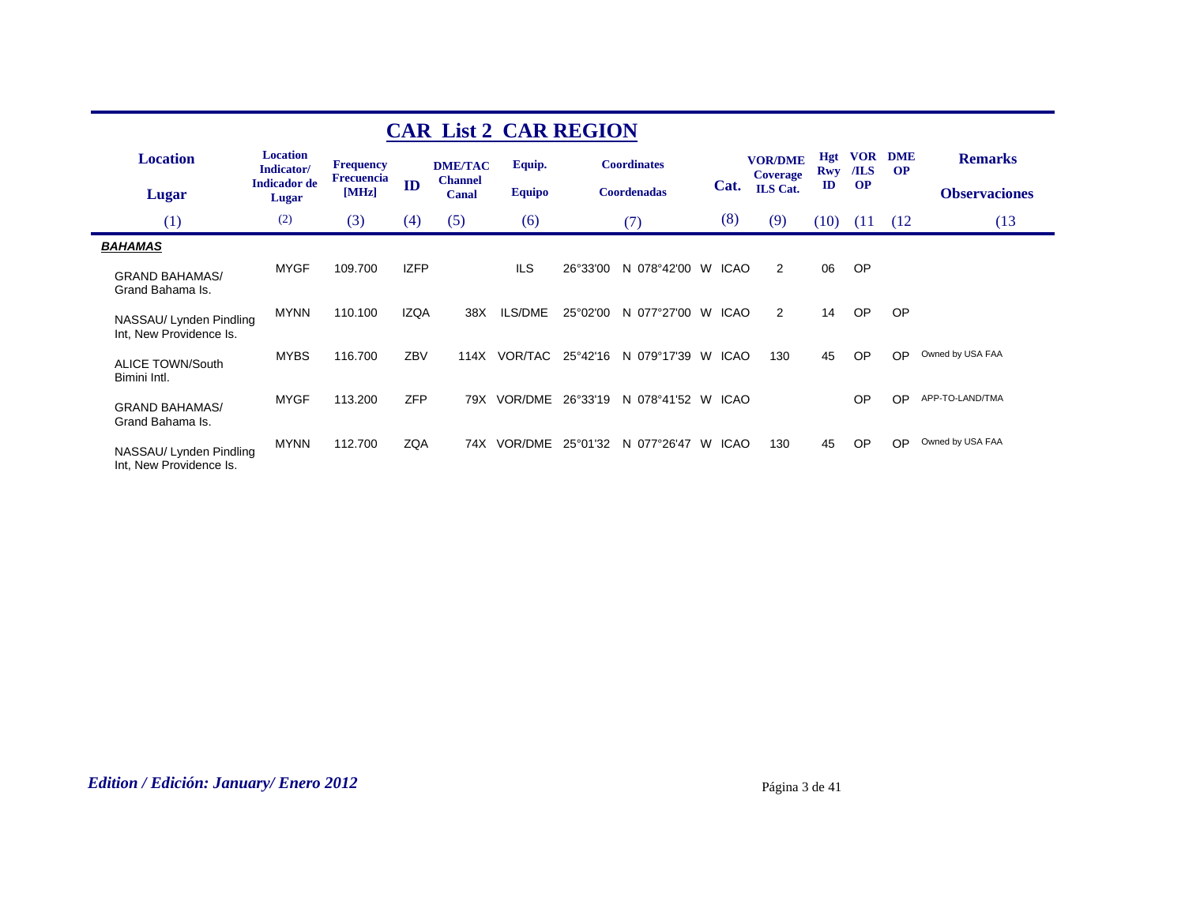# CAR List 2 CAR REGION

| Location / Lugar | Location Indicator/ Indicador de Lugar | Frequency Frecuencia [MHz] | ID | DME/TAC Channel Canal | Equip. Equipo | Coordinates Coordenadas | Cat. | VOR/DME Coverage ILS Cat. | Hgt Rwy ID | VOR /ILS OP | DME OP | Remarks Observaciones |
|---|---|---|---|---|---|---|---|---|---|---|---|---|
| (1) | (2) | (3) | (4) | (5) | (6) | (7) | (8) | (9) | (10) | (11 | (12 | (13 |
| ***BAHAMAS*** | | | | | | | | | | | | |
| GRAND BAHAMAS/ Grand Bahama Is. | MYGF | 109.700 | IZFP | | ILS | 26°33'00 N 078°42'00 W | ICAO | 2 | 06 | OP | | |
| NASSAU/ Lynden Pindling Int, New Providence Is. | MYNN | 110.100 | IZQA | 38X | ILS/DME | 25°02'00 N 077°27'00 W | ICAO | 2 | 14 | OP | OP | |
| ALICE TOWN/South Bimini Intl. | MYBS | 116.700 | ZBV | 114X | VOR/TAC | 25°42'16 N 079°17'39 W | ICAO | 130 | 45 | OP | OP | Owned by USA FAA |
| GRAND BAHAMAS/ Grand Bahama Is. | MYGF | 113.200 | ZFP | 79X | VOR/DME | 26°33'19 N 078°41'52 W | ICAO | | | OP | OP | APP-TO-LAND/TMA |
| NASSAU/ Lynden Pindling Int, New Providence Is. | MYNN | 112.700 | ZQA | 74X | VOR/DME | 25°01'32 N 077°26'47 W | ICAO | 130 | 45 | OP | OP | Owned by USA FAA |

*Edition / Edición: January/ Enero 2012*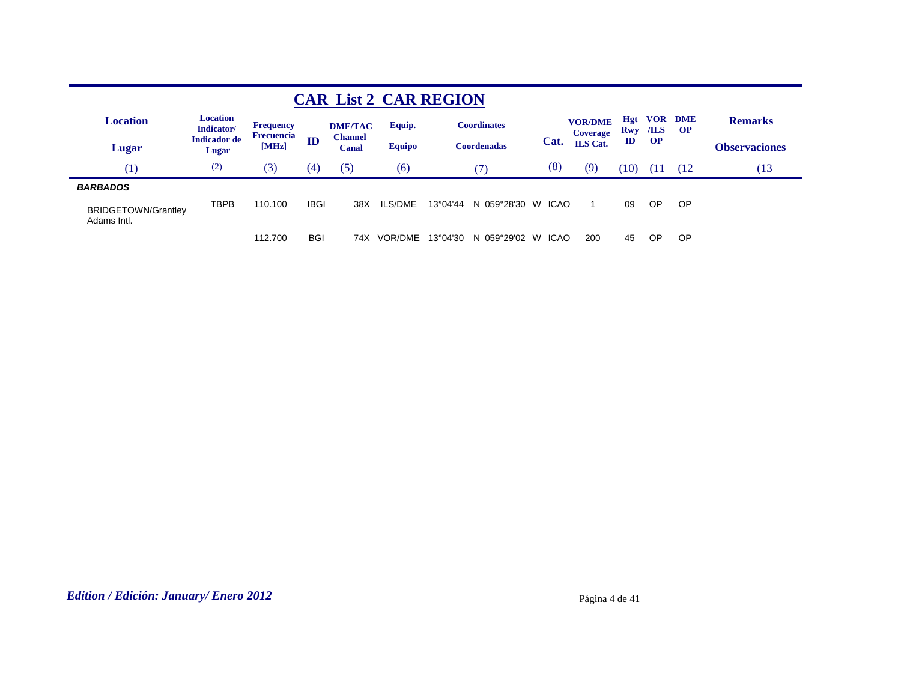## CAR List 2 CAR REGION

| Location / Lugar | Location Indicator/ Indicador de Lugar | Frequency Frecuencia [MHz] | ID | DME/TAC Channel Canal | Equip. Equipo | Coordinates Coordenadas | Cat. | VOR/DME Coverage ILS Cat. | Hgt Rwy ID | VOR /ILS OP | DME OP | Remarks Observaciones |
|---|---|---|---|---|---|---|---|---|---|---|---|---|
| (1) | (2) | (3) | (4) | (5) | (6) | (7) | (8) | (9) | (10) | (11 | (12 | (13 |
| ***BARBADOS*** | | | | | | | | | | | | |
| BRIDGETOWN/Grantley Adams Intl. | TBPB | 110.100 | IBGI | 38X | ILS/DME | 13°04'44 N 059°28'30 W | ICAO | 1 | 09 | OP | OP | |
| | | 112.700 | BGI | 74X | VOR/DME | 13°04'30 N 059°29'02 W | ICAO | 200 | 45 | OP | OP | |

*Edition / Edición: January/ Enero 2012*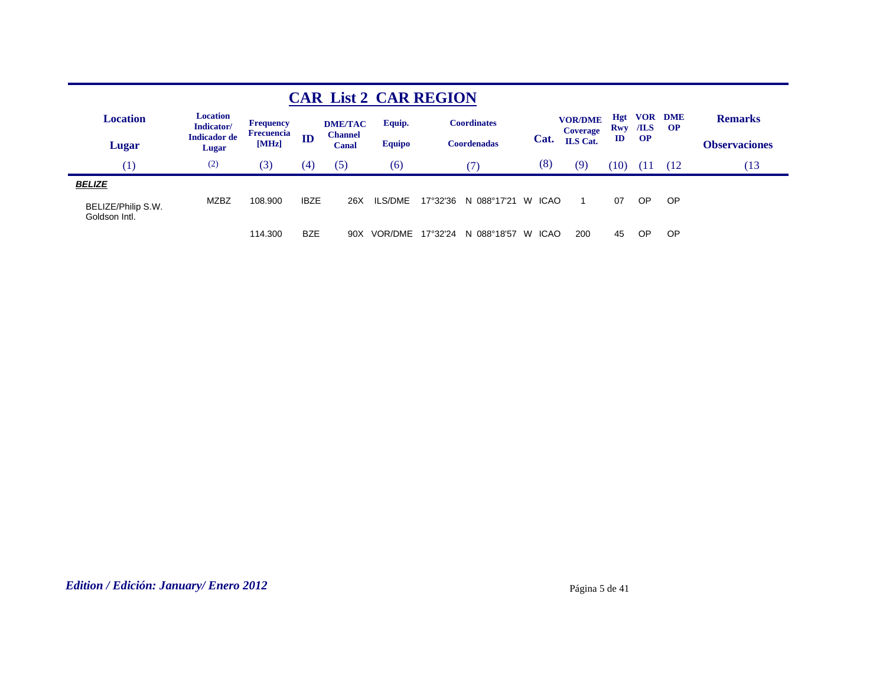# CAR List 2 CAR REGION

| Location / Lugar | Location Indicator/ Indicador de Lugar | Frequency Frecuencia [MHz] | ID | DME/TAC Channel Canal | Equip. Equipo | Coordinates Coordenadas | Cat. | VOR/DME Coverage ILS Cat. | Hgt Rwy ID | VOR /ILS OP | DME OP | Remarks Observaciones |
|---|---|---|---|---|---|---|---|---|---|---|---|---|
| (1) | (2) | (3) | (4) | (5) | (6) | (7) | (8) | (9) | (10) | (11 | (12 | (13 |
| ***BELIZE*** | | | | | | | | | | | | |
| BELIZE/Philip S.W. Goldson Intl. | MZBZ | 108.900 | IBZE | 26X | ILS/DME | 17°32'36 N 088°17'21 W | ICAO | 1 | 07 | OP | OP | |
| | | 114.300 | BZE | 90X | VOR/DME | 17°32'24 N 088°18'57 W | ICAO | 200 | 45 | OP | OP | |

*Edition / Edición: January/ Enero 2012*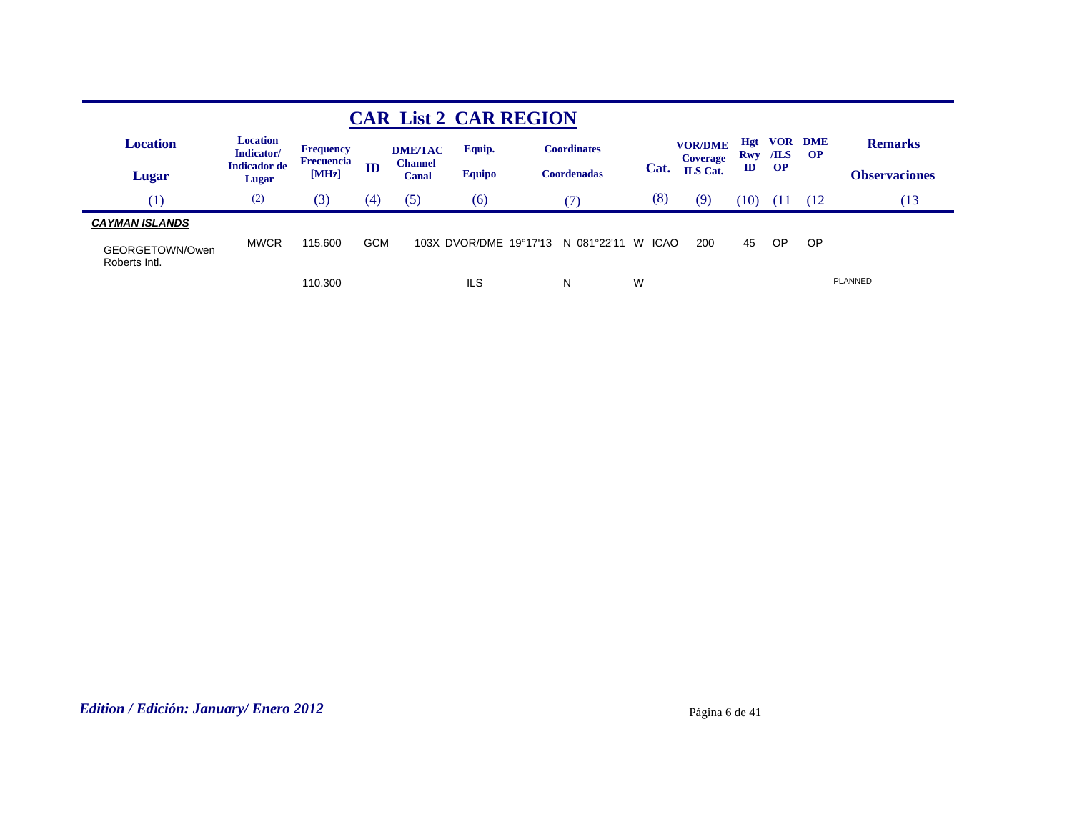# CAR List 2 CAR REGION

| Location<br>Lugar | Location Indicator/<br>Indicador de Lugar | Frequency<br>Frecuencia [MHz] | ID | DME/TAC Channel<br>Canal | Equip.<br>Equipo | Coordinates<br>Coordenadas | | Cat. | VOR/DME Coverage<br>ILS Cat. | Hgt Rwy ID | VOR /ILS OP | DME OP | Remarks<br>Observaciones |
|---|---|---|---|---|---|---|---|---|---|---|---|---|---|
| (1) | (2) | (3) | (4) | (5) | (6) | (7) | | (8) | (9) | (10) | (11 | (12 | (13 |
| ***CAYMAN ISLANDS*** | | | | | | | | | | | | | |
| GEORGETOWN/Owen Roberts Intl. | MWCR | 115.600 | GCM | 103X | DVOR/DME | 19°17'13 N | 081°22'11 W | ICAO | 200 | 45 | OP | OP | |
| | | 110.300 | | | ILS | N | W | | | | | | PLANNED |

*Edition / Edición: January/ Enero 2012*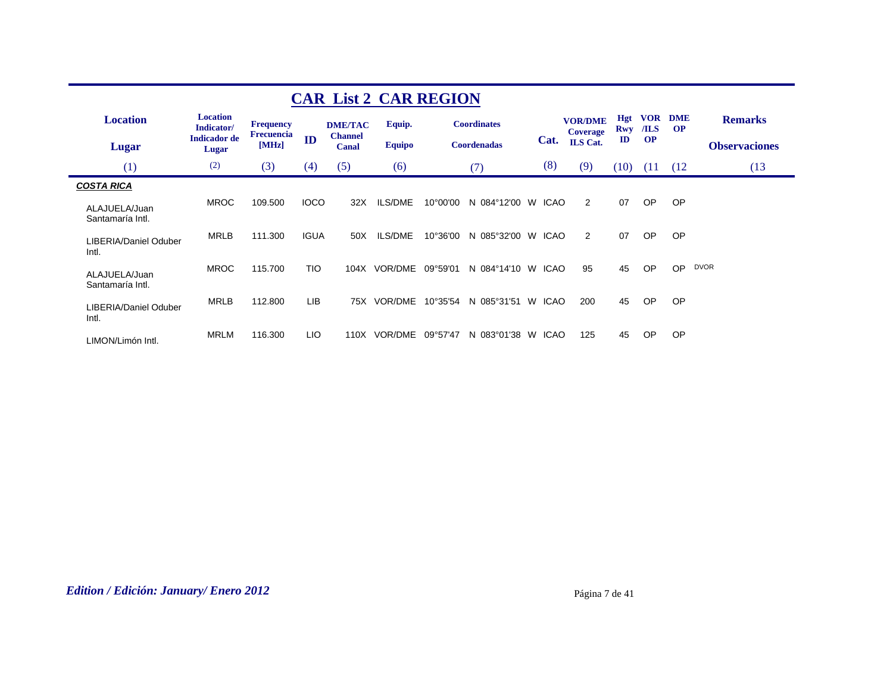# CAR List 2 CAR REGION

| Location / Lugar | Location Indicator/ Indicador de Lugar | Frequency Frecuencia [MHz] | ID | DME/TAC Channel Canal | Equip. Equipo | Coordinates Coordenadas | Cat. | VOR/DME Coverage ILS Cat. | Hgt Rwy ID | VOR /ILS OP | DME OP | Remarks Observaciones |
|---|---|---|---|---|---|---|---|---|---|---|---|---|
| (1) | (2) | (3) | (4) | (5) | (6) | (7) | (8) | (9) | (10) | (11 | (12 | (13 |
| ***COSTA RICA*** | | | | | | | | | | | | |
| ALAJUELA/Juan Santamaría Intl. | MROC | 109.500 | IOCO | 32X | ILS/DME | 10°00'00 N 084°12'00 W | ICAO | 2 | 07 | OP | OP | |
| LIBERIA/Daniel Oduber Intl. | MRLB | 111.300 | IGUA | 50X | ILS/DME | 10°36'00 N 085°32'00 W | ICAO | 2 | 07 | OP | OP | |
| ALAJUELA/Juan Santamaría Intl. | MROC | 115.700 | TIO | 104X | VOR/DME | 09°59'01 N 084°14'10 W | ICAO | 95 | 45 | OP | OP | DVOR |
| LIBERIA/Daniel Oduber Intl. | MRLB | 112.800 | LIB | 75X | VOR/DME | 10°35'54 N 085°31'51 W | ICAO | 200 | 45 | OP | OP | |
| LIMON/Limón Intl. | MRLM | 116.300 | LIO | 110X | VOR/DME | 09°57'47 N 083°01'38 W | ICAO | 125 | 45 | OP | OP | |

*Edition / Edición: January/ Enero 2012*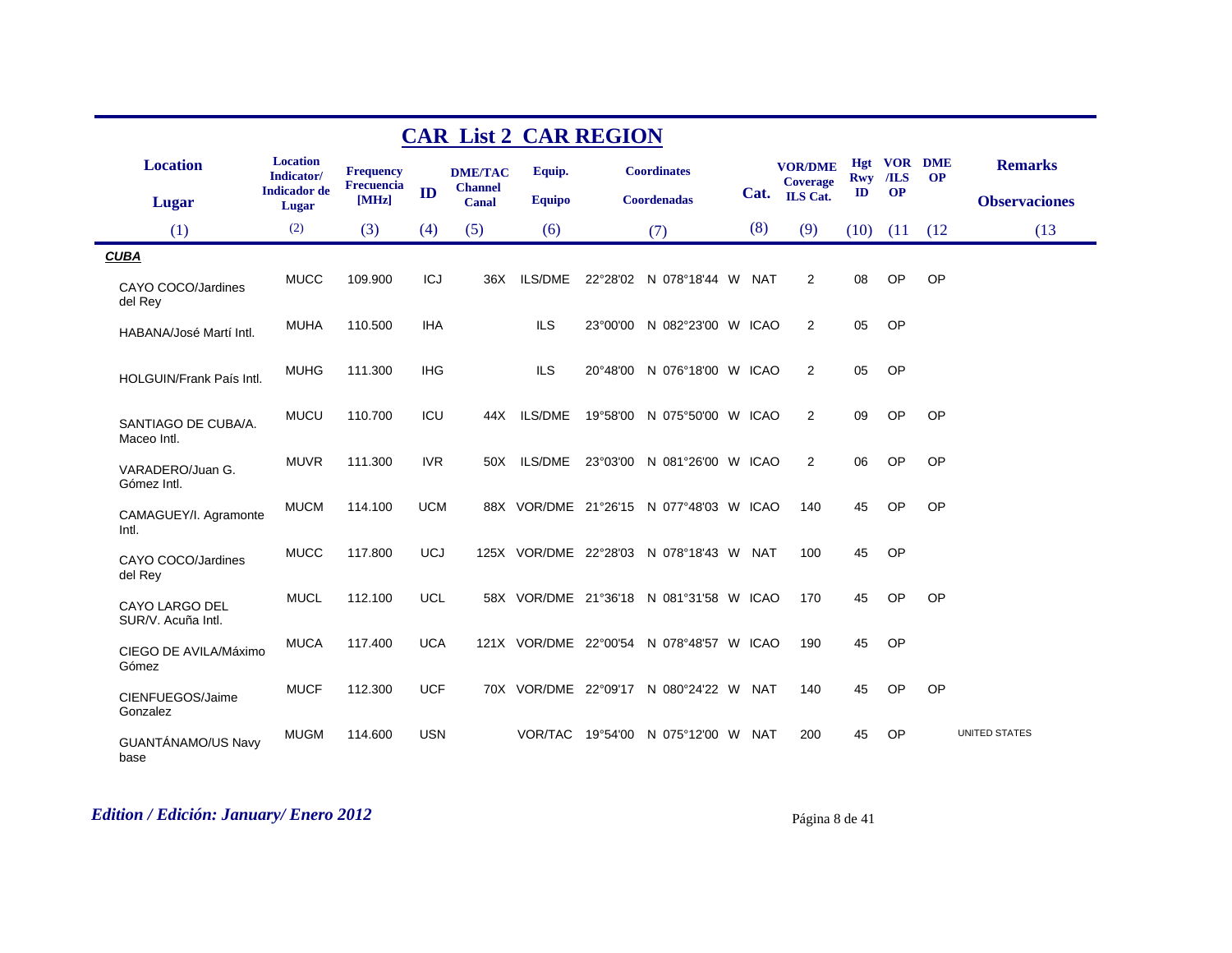# CAR List 2 CAR REGION

| Location / Lugar (1) | Location Indicator/ Indicador de Lugar (2) | Frequency Frecuencia [MHz] (3) | ID (4) | DME/TAC Channel Canal (5) | Equip. Equipo (6) | Coordinates Coordenadas (7) | Cat. (8) | VOR/DME Coverage ILS Cat. (9) | Hgt Rwy ID (10) | VOR /ILS OP (11 | DME OP (12 | Remarks Observaciones (13 |
|---|---|---|---|---|---|---|---|---|---|---|---|---|
| ***CUBA*** | | | | | | | | | | | | |
| CAYO COCO/Jardines del Rey | MUCC | 109.900 | ICJ | 36X | ILS/DME | 22°28'02 N 078°18'44 W | NAT | 2 | 08 | OP | OP | |
| HABANA/José Martí Intl. | MUHA | 110.500 | IHA | | ILS | 23°00'00 N 082°23'00 W | ICAO | 2 | 05 | OP | | |
| HOLGUIN/Frank País Intl. | MUHG | 111.300 | IHG | | ILS | 20°48'00 N 076°18'00 W | ICAO | 2 | 05 | OP | | |
| SANTIAGO DE CUBA/A. Maceo Intl. | MUCU | 110.700 | ICU | 44X | ILS/DME | 19°58'00 N 075°50'00 W | ICAO | 2 | 09 | OP | OP | |
| VARADERO/Juan G. Gómez Intl. | MUVR | 111.300 | IVR | 50X | ILS/DME | 23°03'00 N 081°26'00 W | ICAO | 2 | 06 | OP | OP | |
| CAMAGUEY/I. Agramonte Intl. | MUCM | 114.100 | UCM | 88X | VOR/DME | 21°26'15 N 077°48'03 W | ICAO | 140 | 45 | OP | OP | |
| CAYO COCO/Jardines del Rey | MUCC | 117.800 | UCJ | 125X | VOR/DME | 22°28'03 N 078°18'43 W | NAT | 100 | 45 | OP | | |
| CAYO LARGO DEL SUR/V. Acuña Intl. | MUCL | 112.100 | UCL | 58X | VOR/DME | 21°36'18 N 081°31'58 W | ICAO | 170 | 45 | OP | OP | |
| CIEGO DE AVILA/Máximo Gómez | MUCA | 117.400 | UCA | 121X | VOR/DME | 22°00'54 N 078°48'57 W | ICAO | 190 | 45 | OP | | |
| CIENFUEGOS/Jaime Gonzalez | MUCF | 112.300 | UCF | 70X | VOR/DME | 22°09'17 N 080°24'22 W | NAT | 140 | 45 | OP | OP | |
| GUANTÁNAMO/US Navy base | MUGM | 114.600 | USN | | VOR/TAC | 19°54'00 N 075°12'00 W | NAT | 200 | 45 | OP | | UNITED STATES |

*Edition / Edición: January/ Enero 2012*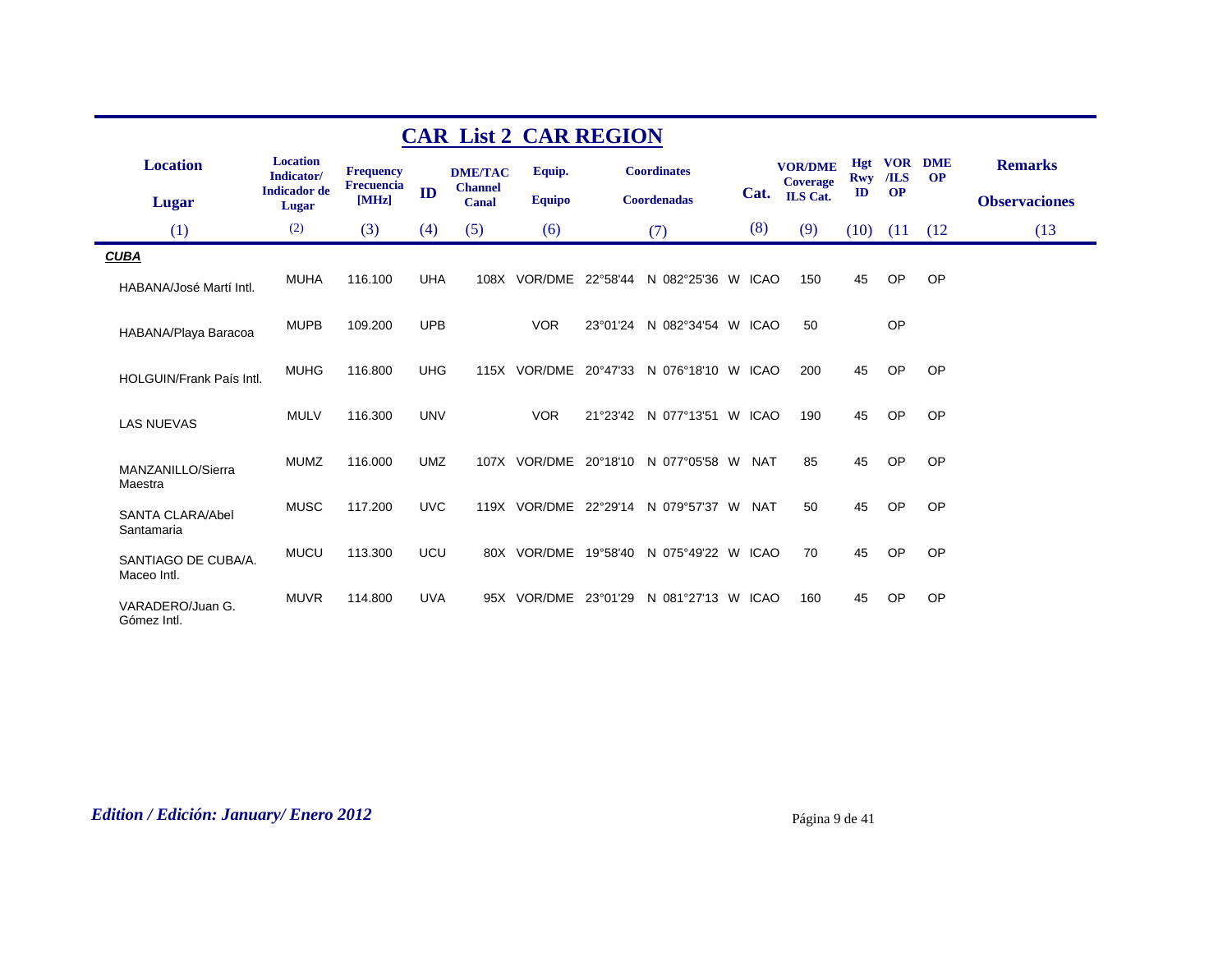## CAR List 2 CAR REGION

| Location / Lugar | Location Indicator/ Indicador de Lugar | Frequency Frecuencia [MHz] | ID | DME/TAC Channel Canal | Equip. Equipo | Coordinates Coordenadas | Cat. | VOR/DME Coverage ILS Cat. | Hgt Rwy ID | VOR /ILS OP | DME OP | Remarks Observaciones |
|---|---|---|---|---|---|---|---|---|---|---|---|---|
| (1) | (2) | (3) | (4) | (5) | (6) | (7) | (8) | (9) | (10) | (11 | (12 | (13 |
| ***CUBA*** | | | | | | | | | | | | |
| HABANA/José Martí Intl. | MUHA | 116.100 | UHA | 108X | VOR/DME | 22°58'44 N 082°25'36 W | ICAO | 150 | 45 | OP | OP | |
| HABANA/Playa Baracoa | MUPB | 109.200 | UPB | | VOR | 23°01'24 N 082°34'54 W | ICAO | 50 | | OP | | |
| HOLGUIN/Frank País Intl. | MUHG | 116.800 | UHG | 115X | VOR/DME | 20°47'33 N 076°18'10 W | ICAO | 200 | 45 | OP | OP | |
| LAS NUEVAS | MULV | 116.300 | UNV | | VOR | 21°23'42 N 077°13'51 W | ICAO | 190 | 45 | OP | OP | |
| MANZANILLO/Sierra Maestra | MUMZ | 116.000 | UMZ | 107X | VOR/DME | 20°18'10 N 077°05'58 W | NAT | 85 | 45 | OP | OP | |
| SANTA CLARA/Abel Santamaria | MUSC | 117.200 | UVC | 119X | VOR/DME | 22°29'14 N 079°57'37 W | NAT | 50 | 45 | OP | OP | |
| SANTIAGO DE CUBA/A. Maceo Intl. | MUCU | 113.300 | UCU | 80X | VOR/DME | 19°58'40 N 075°49'22 W | ICAO | 70 | 45 | OP | OP | |
| VARADERO/Juan G. Gómez Intl. | MUVR | 114.800 | UVA | 95X | VOR/DME | 23°01'29 N 081°27'13 W | ICAO | 160 | 45 | OP | OP | |

*Edition / Edición: January/ Enero 2012*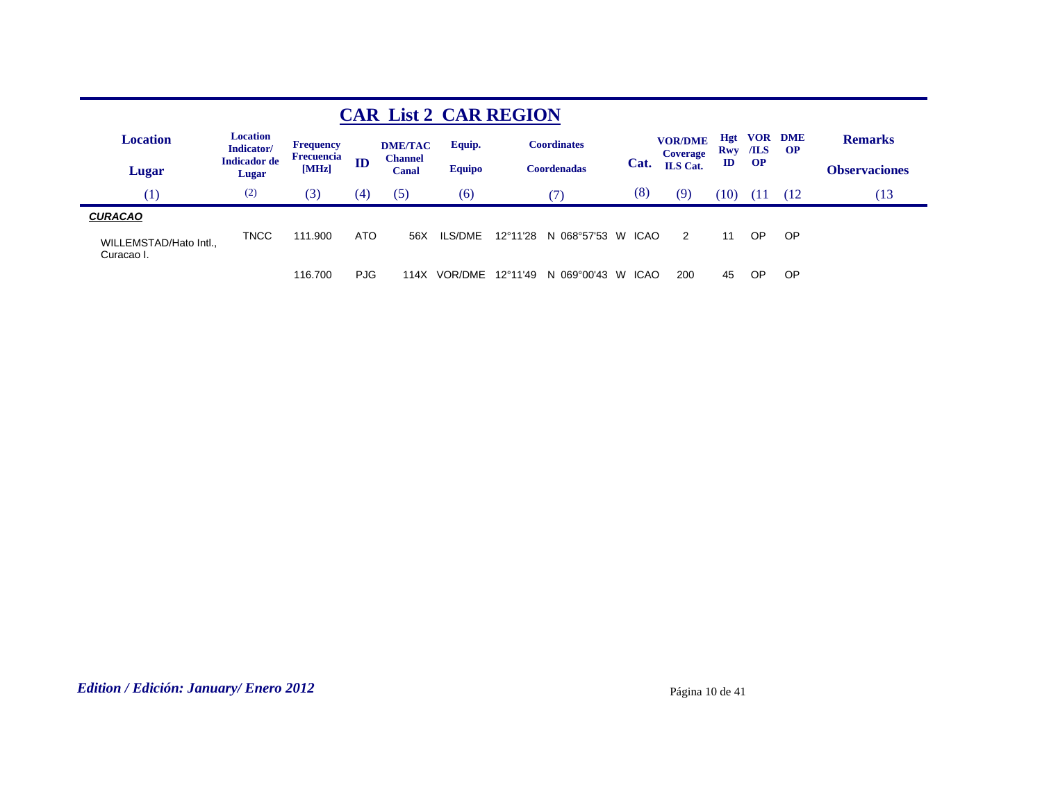# CAR List 2 CAR REGION

| Location<br>Lugar | Location Indicator/<br>Indicador de Lugar | Frequency<br>Frecuencia [MHz] | ID | DME/TAC Channel<br>Canal | Equip.<br>Equipo | Coordinates<br>Coordenadas | Cat. | VOR/DME Coverage<br>ILS Cat. | Hgt Rwy ID | VOR /ILS OP | DME OP | Remarks<br>Observaciones |
|---|---|---|---|---|---|---|---|---|---|---|---|---|
| (1) | (2) | (3) | (4) | (5) | (6) | (7) | (8) | (9) | (10) | (11 | (12 | (13 |
| ***CURACAO*** | | | | | | | | | | | | |
| WILLEMSTAD/Hato Intl., Curacao I. | TNCC | 111.900 | ATO | 56X | ILS/DME | 12°11'28 N 068°57'53 W | ICAO | 2 | 11 | OP | OP | |
| | | 116.700 | PJG | 114X | VOR/DME | 12°11'49 N 069°00'43 W | ICAO | 200 | 45 | OP | OP | |

*Edition / Edición: January/ Enero 2012*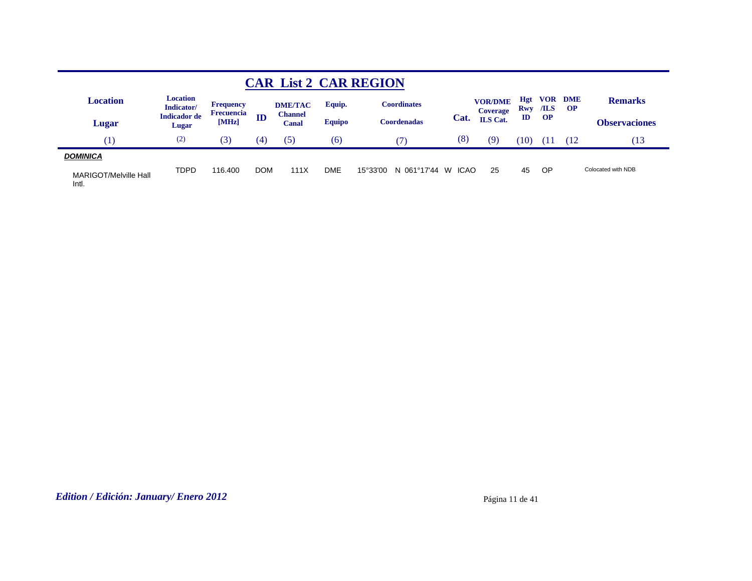# CAR List 2 CAR REGION

| Location / Lugar | Location Indicator/ Indicador de Lugar | Frequency Frecuencia [MHz] | ID | DME/TAC Channel Canal | Equip. Equipo | Coordinates Coordenadas | Cat. | VOR/DME Coverage ILS Cat. | Hgt Rwy ID | VOR /ILS OP | DME OP | Remarks Observaciones |
|---|---|---|---|---|---|---|---|---|---|---|---|---|
| (1) | (2) | (3) | (4) | (5) | (6) | (7) | (8) | (9) | (10) | (11 | (12 | (13 |
| ***DOMINICA*** | | | | | | | | | | | | |
| MARIGOT/Melville Hall Intl. | TDPD | 116.400 | DOM | 111X | DME | 15°33'00 N 061°17'44 W | ICAO | 25 | 45 | OP | | Colocated with NDB |

*Edition / Edición: January/ Enero 2012*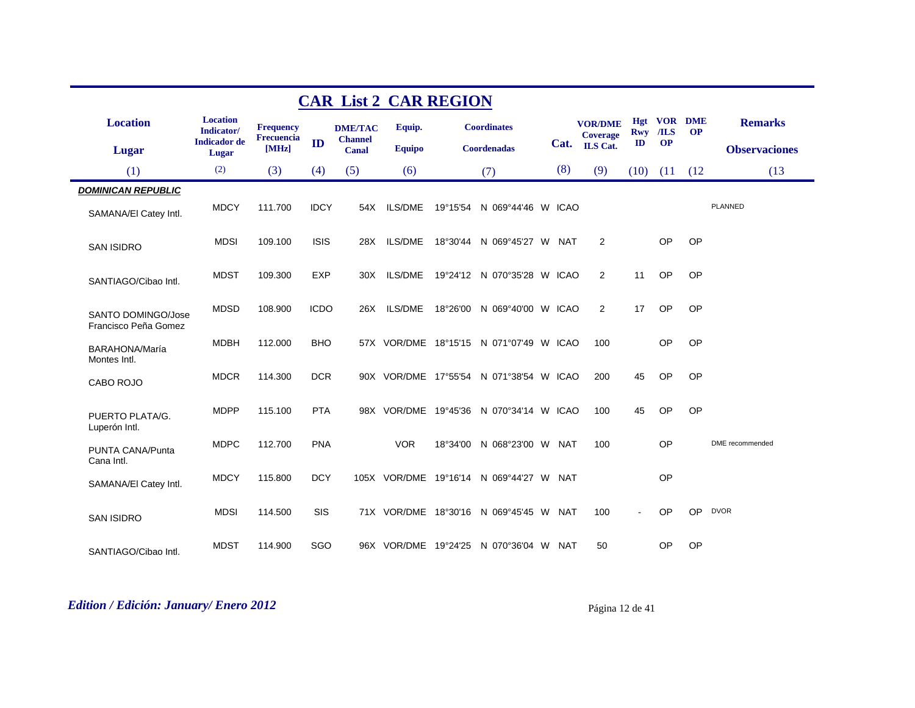## CAR List 2 CAR REGION

| Location<br>Lugar | Location Indicator/<br>Indicador de Lugar | Frequency<br>Frecuencia [MHz] | ID | DME/TAC Channel<br>Canal | Equip.<br>Equipo | Coordinates<br>Coordenadas | Cat. | VOR/DME Coverage<br>ILS Cat. | Hgt Rwy ID | VOR /ILS OP | DME OP | Remarks<br>Observaciones |
|---|---|---|---|---|---|---|---|---|---|---|---|---|
| (1) | (2) | (3) | (4) | (5) | (6) | (7) | (8) | (9) | (10) | (11 | (12 | (13 |
| ***DOMINICAN REPUBLIC*** | | | | | | | | | | | | |
| SAMANA/El Catey Intl. | MDCY | 111.700 | IDCY | 54X | ILS/DME | 19°15'54 N 069°44'46 W | ICAO | | | | | PLANNED |
| SAN ISIDRO | MDSI | 109.100 | ISIS | 28X | ILS/DME | 18°30'44 N 069°45'27 W | NAT | 2 | | OP | OP | |
| SANTIAGO/Cibao Intl. | MDST | 109.300 | EXP | 30X | ILS/DME | 19°24'12 N 070°35'28 W | ICAO | 2 | 11 | OP | OP | |
| SANTO DOMINGO/Jose Francisco Peña Gomez | MDSD | 108.900 | ICDO | 26X | ILS/DME | 18°26'00 N 069°40'00 W | ICAO | 2 | 17 | OP | OP | |
| BARAHONA/María Montes Intl. | MDBH | 112.000 | BHO | 57X | VOR/DME | 18°15'15 N 071°07'49 W | ICAO | 100 | | OP | OP | |
| CABO ROJO | MDCR | 114.300 | DCR | 90X | VOR/DME | 17°55'54 N 071°38'54 W | ICAO | 200 | 45 | OP | OP | |
| PUERTO PLATA/G. Luperón Intl. | MDPP | 115.100 | PTA | 98X | VOR/DME | 19°45'36 N 070°34'14 W | ICAO | 100 | 45 | OP | OP | |
| PUNTA CANA/Punta Cana Intl. | MDPC | 112.700 | PNA | | VOR | 18°34'00 N 068°23'00 W | NAT | 100 | | OP | | DME recommended |
| SAMANA/El Catey Intl. | MDCY | 115.800 | DCY | 105X | VOR/DME | 19°16'14 N 069°44'27 W | NAT | | | OP | | |
| SAN ISIDRO | MDSI | 114.500 | SIS | 71X | VOR/DME | 18°30'16 N 069°45'45 W | NAT | 100 | - | OP | OP | DVOR |
| SANTIAGO/Cibao Intl. | MDST | 114.900 | SGO | 96X | VOR/DME | 19°24'25 N 070°36'04 W | NAT | 50 | | OP | OP | |

*Edition / Edición: January/ Enero 2012*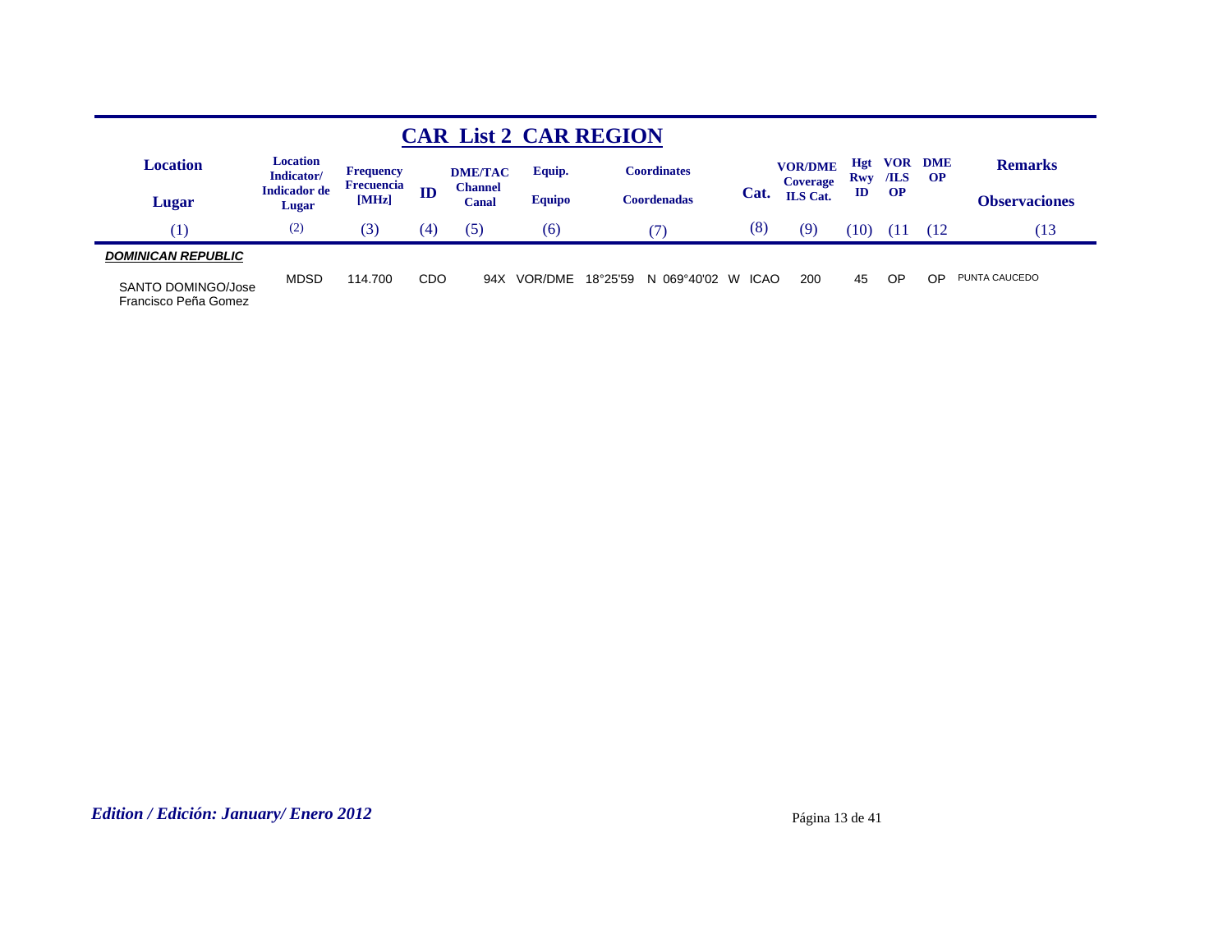## CAR List 2 CAR REGION

| Location / Lugar | Location Indicator/ Indicador de Lugar | Frequency Frecuencia [MHz] | ID | DME/TAC Channel Canal | Equip. Equipo | Coordinates Coordenadas | Cat. | VOR/DME Coverage ILS Cat. | Hgt Rwy ID | VOR /ILS OP | DME OP | Remarks Observaciones |
|---|---|---|---|---|---|---|---|---|---|---|---|---|
| (1) | (2) | (3) | (4) | (5) | (6) | (7) | (8) | (9) | (10) | (11 | (12 | (13 |
| ***DOMINICAN REPUBLIC*** | | | | | | | | | | | | |
| SANTO DOMINGO/Jose Francisco Peña Gomez | MDSD | 114.700 | CDO | 94X | VOR/DME | 18°25'59 N 069°40'02 W | ICAO | 200 | 45 | OP | OP | PUNTA CAUCEDO |

*Edition / Edición: January/ Enero 2012*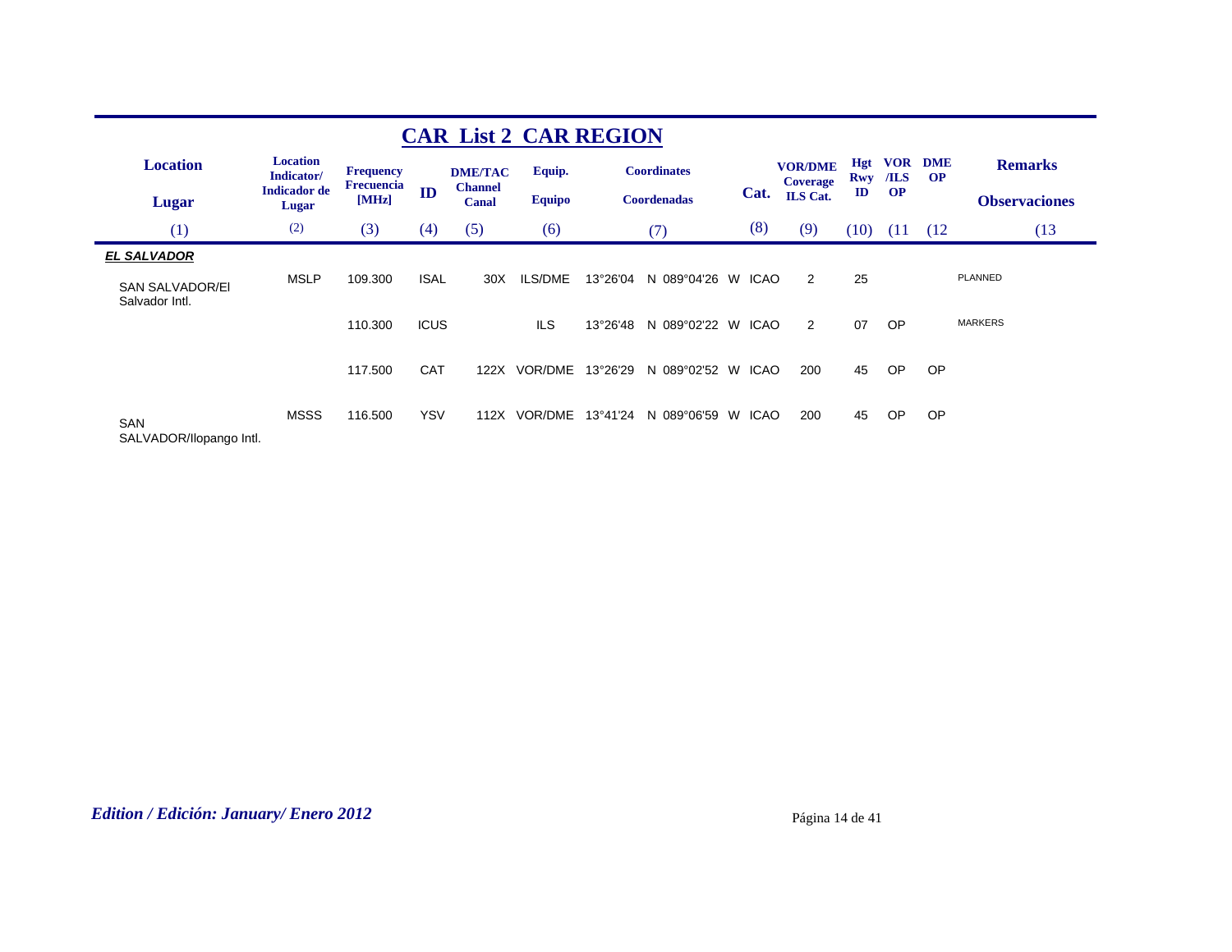## CAR List 2 CAR REGION

| Location<br>Lugar | Location Indicator/<br>Indicador de Lugar | Frequency<br>Frecuencia [MHz] | ID | DME/TAC Channel<br>Canal | Equip.<br>Equipo | Coordinates<br>Coordenadas | Cat. | VOR/DME Coverage<br>ILS Cat. | Hgt Rwy ID | VOR /ILS OP | DME OP | Remarks<br>Observaciones |
|---|---|---|---|---|---|---|---|---|---|---|---|---|
| (1) | (2) | (3) | (4) | (5) | (6) | (7) | (8) | (9) | (10) | (11 | (12 | (13 |
| ***EL SALVADOR*** | | | | | | | | | | | | |
| SAN SALVADOR/El Salvador Intl. | MSLP | 109.300 | ISAL | 30X | ILS/DME | 13°26'04 N 089°04'26 W | ICAO | 2 | 25 | | | PLANNED |
| | | 110.300 | ICUS | | ILS | 13°26'48 N 089°02'22 W | ICAO | 2 | 07 | OP | | MARKERS |
| | | 117.500 | CAT | 122X | VOR/DME | 13°26'29 N 089°02'52 W | ICAO | 200 | 45 | OP | OP | |
| SAN SALVADOR/Ilopango Intl. | MSSS | 116.500 | YSV | 112X | VOR/DME | 13°41'24 N 089°06'59 W | ICAO | 200 | 45 | OP | OP | |

*Edition / Edición: January/ Enero 2012*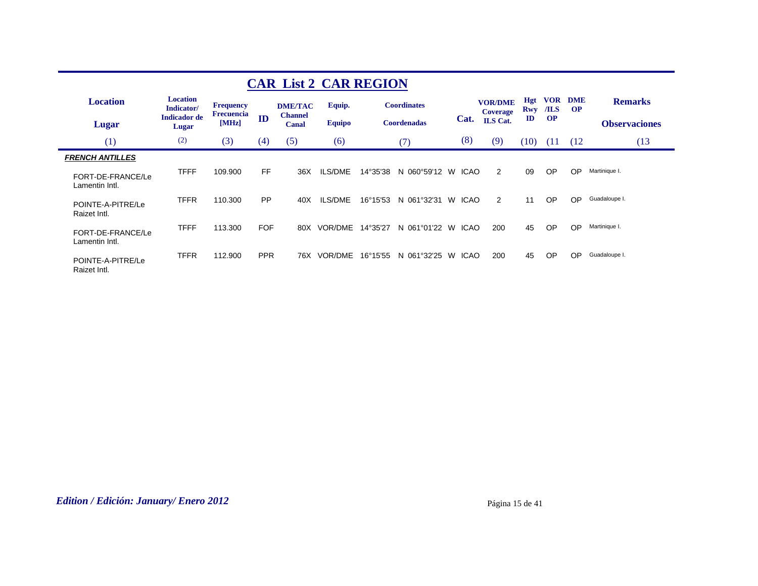# CAR List 2 CAR REGION

| Location / Lugar | Location Indicator/ Indicador de Lugar | Frequency Frecuencia [MHz] | ID | DME/TAC Channel Canal | Equip. / Equipo | Coordinates / Coordenadas | Cat. | VOR/DME Coverage ILS Cat. | Hgt Rwy ID | VOR /ILS OP | DME OP | Remarks / Observaciones |
|---|---|---|---|---|---|---|---|---|---|---|---|---|
| (1) | (2) | (3) | (4) | (5) | (6) | (7) | (8) | (9) | (10) | (11 | (12 | (13 |
| ***FRENCH ANTILLES*** | | | | | | | | | | | | |
| FORT-DE-FRANCE/Le Lamentin Intl. | TFFF | 109.900 | FF | 36X | ILS/DME | 14°35'38 N 060°59'12 W | ICAO | 2 | 09 | OP | OP | Martinique I. |
| POINTE-A-PITRE/Le Raizet Intl. | TFFR | 110.300 | PP | 40X | ILS/DME | 16°15'53 N 061°32'31 W | ICAO | 2 | 11 | OP | OP | Guadaloupe I. |
| FORT-DE-FRANCE/Le Lamentin Intl. | TFFF | 113.300 | FOF | 80X | VOR/DME | 14°35'27 N 061°01'22 W | ICAO | 200 | 45 | OP | OP | Martinique I. |
| POINTE-A-PITRE/Le Raizet Intl. | TFFR | 112.900 | PPR | 76X | VOR/DME | 16°15'55 N 061°32'25 W | ICAO | 200 | 45 | OP | OP | Guadaloupe I. |

*Edition / Edición: January/ Enero 2012*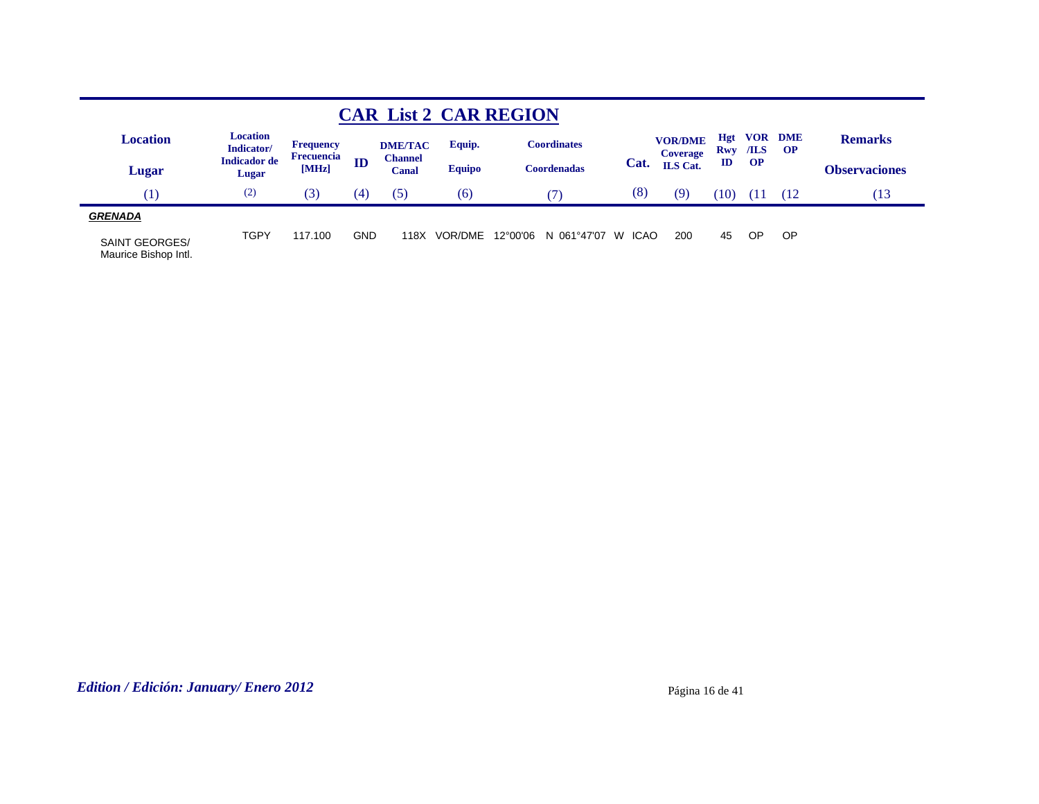# CAR List 2 CAR REGION

| Location / Lugar | Location Indicator/ Indicador de Lugar | Frequency Frecuencia [MHz] | ID | DME/TAC Channel Canal | Equip. Equipo | Coordinates Coordenadas | Cat. | VOR/DME Coverage ILS Cat. | Hgt Rwy ID | VOR /ILS OP | DME OP | Remarks Observaciones |
|---|---|---|---|---|---|---|---|---|---|---|---|---|
| (1) | (2) | (3) | (4) | (5) | (6) | (7) | (8) | (9) | (10) | (11 | (12 | (13 |
| ***GRENADA*** | | | | | | | | | | | | |
| SAINT GEORGES/ Maurice Bishop Intl. | TGPY | 117.100 | GND | 118X | VOR/DME | 12°00'06 N 061°47'07 W | ICAO | 200 | 45 | OP | OP | |

*Edition / Edición: January/ Enero 2012*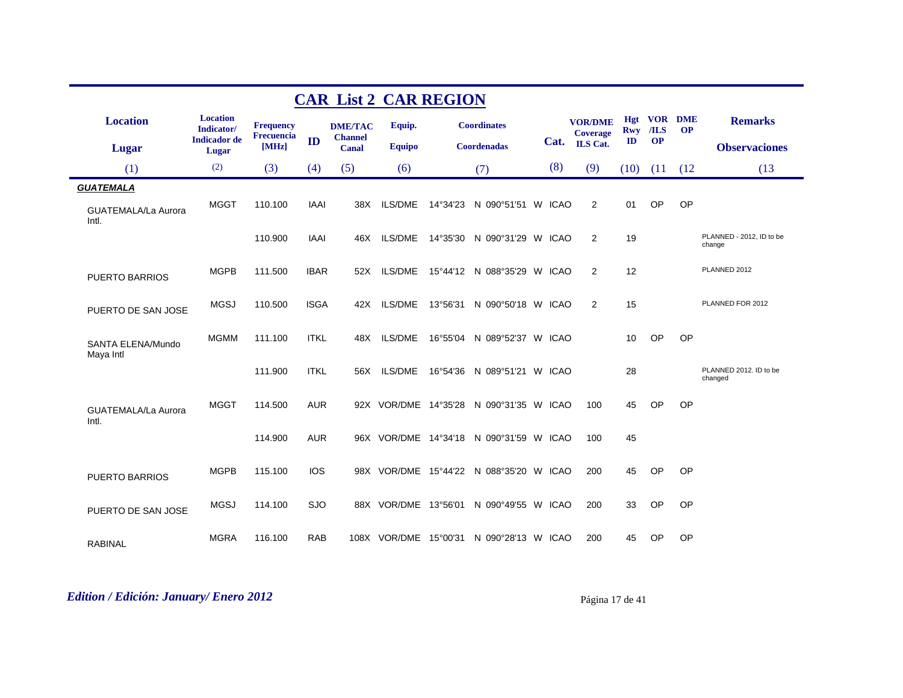# CAR List 2 CAR REGION

| Location<br>Lugar | Location Indicator/<br>Indicador de Lugar | Frequency<br>Frecuencia [MHz] | ID | DME/TAC Channel<br>Canal | Equip.<br>Equipo | Coordinates<br>Coordenadas | Cat. | VOR/DME Coverage<br>ILS Cat. | Hgt Rwy ID | VOR /ILS OP | DME OP | Remarks<br>Observaciones |
|---|---|---|---|---|---|---|---|---|---|---|---|---|
| (1) | (2) | (3) | (4) | (5) | (6) | (7) | (8) | (9) | (10) | (11 | (12 | (13 |
| ***GUATEMALA*** | | | | | | | | | | | | |
| GUATEMALA/La Aurora Intl. | MGGT | 110.100 | IAAI | 38X | ILS/DME | 14°34'23 N 090°51'51 W | ICAO | 2 | 01 | OP | OP | |
| | | 110.900 | IAAI | 46X | ILS/DME | 14°35'30 N 090°31'29 W | ICAO | 2 | 19 | | | PLANNED - 2012, ID to be change |
| PUERTO BARRIOS | MGPB | 111.500 | IBAR | 52X | ILS/DME | 15°44'12 N 088°35'29 W | ICAO | 2 | 12 | | | PLANNED 2012 |
| PUERTO DE SAN JOSE | MGSJ | 110.500 | ISGA | 42X | ILS/DME | 13°56'31 N 090°50'18 W | ICAO | 2 | 15 | | | PLANNED FOR 2012 |
| SANTA ELENA/Mundo Maya Intl | MGMM | 111.100 | ITKL | 48X | ILS/DME | 16°55'04 N 089°52'37 W | ICAO | | 10 | OP | OP | |
| | | 111.900 | ITKL | 56X | ILS/DME | 16°54'36 N 089°51'21 W | ICAO | | 28 | | | PLANNED 2012. ID to be changed |
| GUATEMALA/La Aurora Intl. | MGGT | 114.500 | AUR | 92X | VOR/DME | 14°35'28 N 090°31'35 W | ICAO | 100 | 45 | OP | OP | |
| | | 114.900 | AUR | 96X | VOR/DME | 14°34'18 N 090°31'59 W | ICAO | 100 | 45 | | | |
| PUERTO BARRIOS | MGPB | 115.100 | IOS | 98X | VOR/DME | 15°44'22 N 088°35'20 W | ICAO | 200 | 45 | OP | OP | |
| PUERTO DE SAN JOSE | MGSJ | 114.100 | SJO | 88X | VOR/DME | 13°56'01 N 090°49'55 W | ICAO | 200 | 33 | OP | OP | |
| RABINAL | MGRA | 116.100 | RAB | 108X | VOR/DME | 15°00'31 N 090°28'13 W | ICAO | 200 | 45 | OP | OP | |

*Edition / Edición: January/ Enero 2012*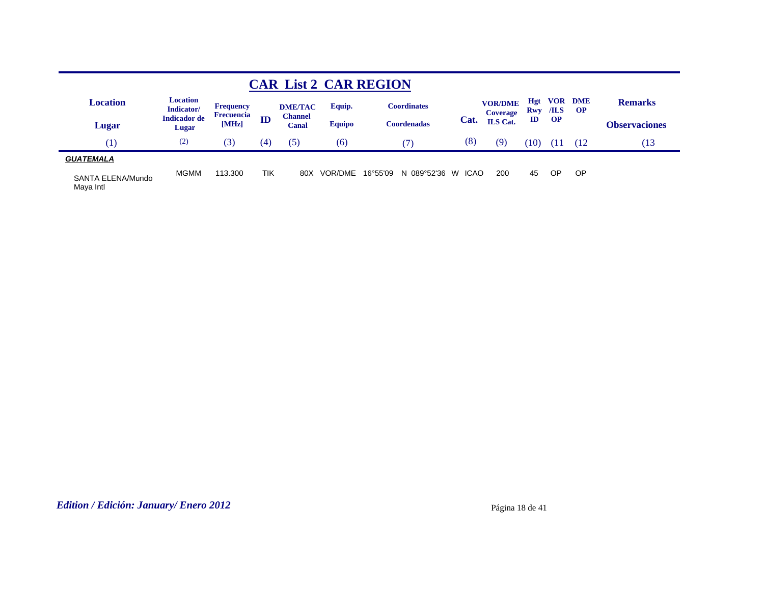## CAR List 2 CAR REGION

| Location<br>Lugar | Location Indicator/<br>Indicador de Lugar | Frequency<br>Frecuencia<br>[MHz] | ID | DME/TAC<br>Channel<br>Canal | Equip.<br>Equipo | Coordinates<br>Coordenadas | Cat. | VOR/DME Coverage<br>ILS Cat. | Hgt Rwy<br>ID | VOR /ILS<br>OP | DME<br>OP | Remarks<br>Observaciones |
|---|---|---|---|---|---|---|---|---|---|---|---|---|
| (1) | (2) | (3) | (4) | (5) | (6) | (7) | (8) | (9) | (10) | (11 | (12 | (13 |
| ***GUATEMALA*** | | | | | | | | | | | | |
| SANTA ELENA/Mundo Maya Intl | MGMM | 113.300 | TIK | 80X | VOR/DME | 16°55'09 N 089°52'36 W | ICAO | 200 | 45 | OP | OP | |

*Edition / Edición: January/ Enero 2012*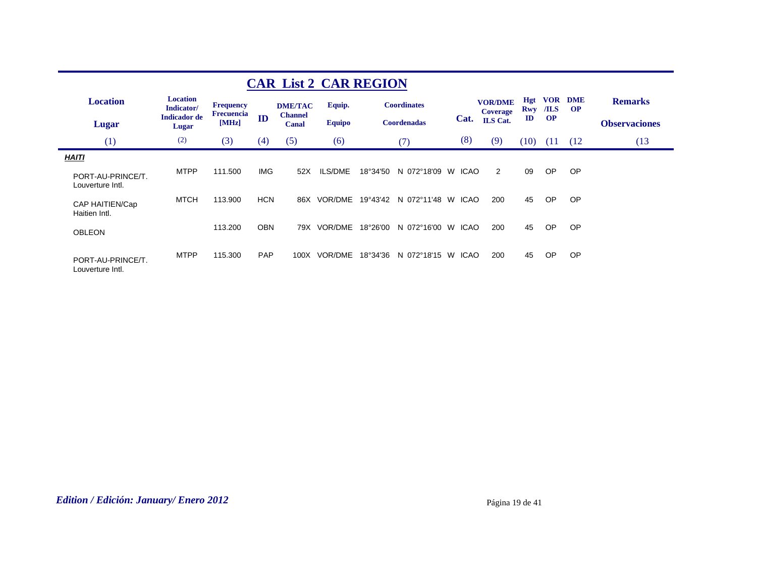# CAR List 2 CAR REGION

| Location<br>Lugar | Location Indicator/<br>Indicador de Lugar | Frequency<br>Frecuencia [MHz] | ID | DME/TAC Channel<br>Canal | Equip.<br>Equipo | Coordinates<br>Coordenadas | Cat. | VOR/DME Coverage<br>ILS Cat. | Hgt Rwy ID | VOR /ILS OP | DME OP | Remarks<br>Observaciones |
|---|---|---|---|---|---|---|---|---|---|---|---|---|
| (1) | (2) | (3) | (4) | (5) | (6) | (7) | (8) | (9) | (10) | (11 | (12 | (13 |
| ***HAITI*** | | | | | | | | | | | | |
| PORT-AU-PRINCE/T. Louverture Intl. | MTPP | 111.500 | IMG | 52X | ILS/DME | 18°34'50 N 072°18'09 W | ICAO | 2 | 09 | OP | OP | |
| CAP HAITIEN/Cap Haitien Intl. | MTCH | 113.900 | HCN | 86X | VOR/DME | 19°43'42 N 072°11'48 W | ICAO | 200 | 45 | OP | OP | |
| OBLEON | | 113.200 | OBN | 79X | VOR/DME | 18°26'00 N 072°16'00 W | ICAO | 200 | 45 | OP | OP | |
| PORT-AU-PRINCE/T. Louverture Intl. | MTPP | 115.300 | PAP | 100X | VOR/DME | 18°34'36 N 072°18'15 W | ICAO | 200 | 45 | OP | OP | |

*Edition / Edición: January/ Enero 2012*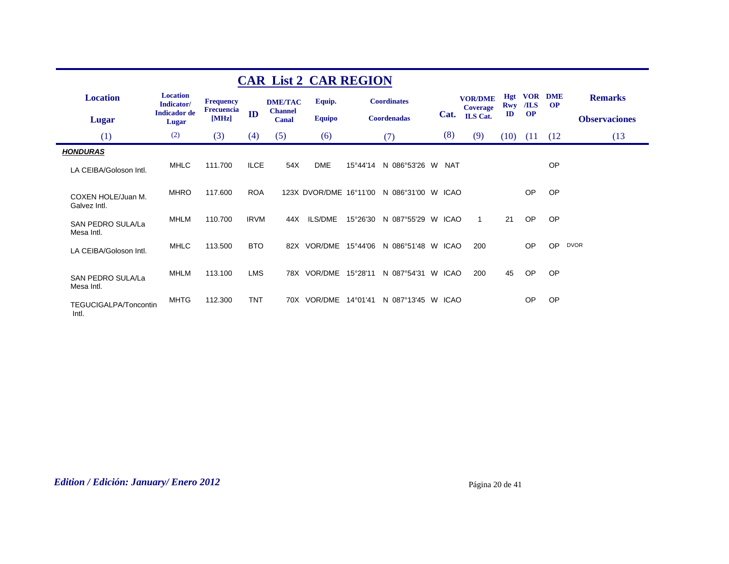# CAR List 2 CAR REGION

| Location / Lugar | Location Indicator/ Indicador de Lugar | Frequency Frecuencia [MHz] | ID | DME/TAC Channel Canal | Equip. Equipo | Coordinates Coordenadas | Cat. | VOR/DME Coverage ILS Cat. | Hgt Rwy ID | VOR /ILS OP | DME OP | Remarks Observaciones |
|---|---|---|---|---|---|---|---|---|---|---|---|---|
| (1) | (2) | (3) | (4) | (5) | (6) | (7) | (8) | (9) | (10) | (11 | (12 | (13 |
| ***HONDURAS*** | | | | | | | | | | | | |
| LA CEIBA/Goloson Intl. | MHLC | 111.700 | ILCE | 54X | DME | 15°44'14 N 086°53'26 W | NAT | | | | OP | |
| COXEN HOLE/Juan M. Galvez Intl. | MHRO | 117.600 | ROA | 123X | DVOR/DME | 16°11'00 N 086°31'00 W | ICAO | | | OP | OP | |
| SAN PEDRO SULA/La Mesa Intl. | MHLM | 110.700 | IRVM | 44X | ILS/DME | 15°26'30 N 087°55'29 W | ICAO | 1 | 21 | OP | OP | |
| LA CEIBA/Goloson Intl. | MHLC | 113.500 | BTO | 82X | VOR/DME | 15°44'06 N 086°51'48 W | ICAO | 200 | | OP | OP | DVOR |
| SAN PEDRO SULA/La Mesa Intl. | MHLM | 113.100 | LMS | 78X | VOR/DME | 15°28'11 N 087°54'31 W | ICAO | 200 | 45 | OP | OP | |
| TEGUCIGALPA/Toncontin Intl. | MHTG | 112.300 | TNT | 70X | VOR/DME | 14°01'41 N 087°13'45 W | ICAO | | | OP | OP | |

*Edition / Edición: January/ Enero 2012*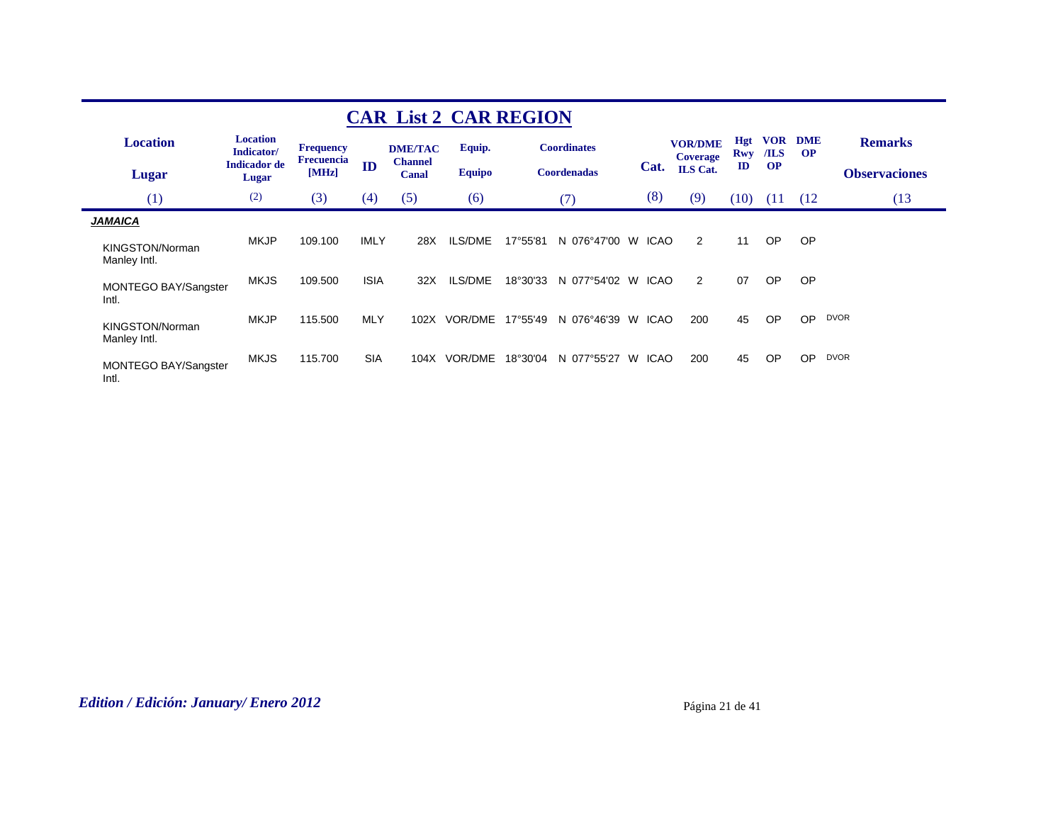## CAR List 2 CAR REGION

| Location / Lugar (1) | Location Indicator/ Indicador de Lugar (2) | Frequency Frecuencia [MHz] (3) | ID (4) | DME/TAC Channel Canal (5) | Equip. Equipo (6) | Coordinates Coordenadas (7) | | Cat. (8) | VOR/DME Coverage ILS Cat. (9) | Hgt Rwy ID (10) | VOR /ILS OP (11 | DME OP (12 | Remarks Observaciones (13 |
|---|---|---|---|---|---|---|---|---|---|---|---|---|---|
| ***JAMAICA*** | | | | | | | | | | | | | |
| KINGSTON/Norman Manley Intl. | MKJP | 109.100 | IMLY | 28X | ILS/DME | 17°55'81 N | 076°47'00 W | ICAO | 2 | 11 | OP | OP | |
| MONTEGO BAY/Sangster Intl. | MKJS | 109.500 | ISIA | 32X | ILS/DME | 18°30'33 N | 077°54'02 W | ICAO | 2 | 07 | OP | OP | |
| KINGSTON/Norman Manley Intl. | MKJP | 115.500 | MLY | 102X | VOR/DME | 17°55'49 N | 076°46'39 W | ICAO | 200 | 45 | OP | OP | DVOR |
| MONTEGO BAY/Sangster Intl. | MKJS | 115.700 | SIA | 104X | VOR/DME | 18°30'04 N | 077°55'27 W | ICAO | 200 | 45 | OP | OP | DVOR |

*Edition / Edición: January/ Enero 2012*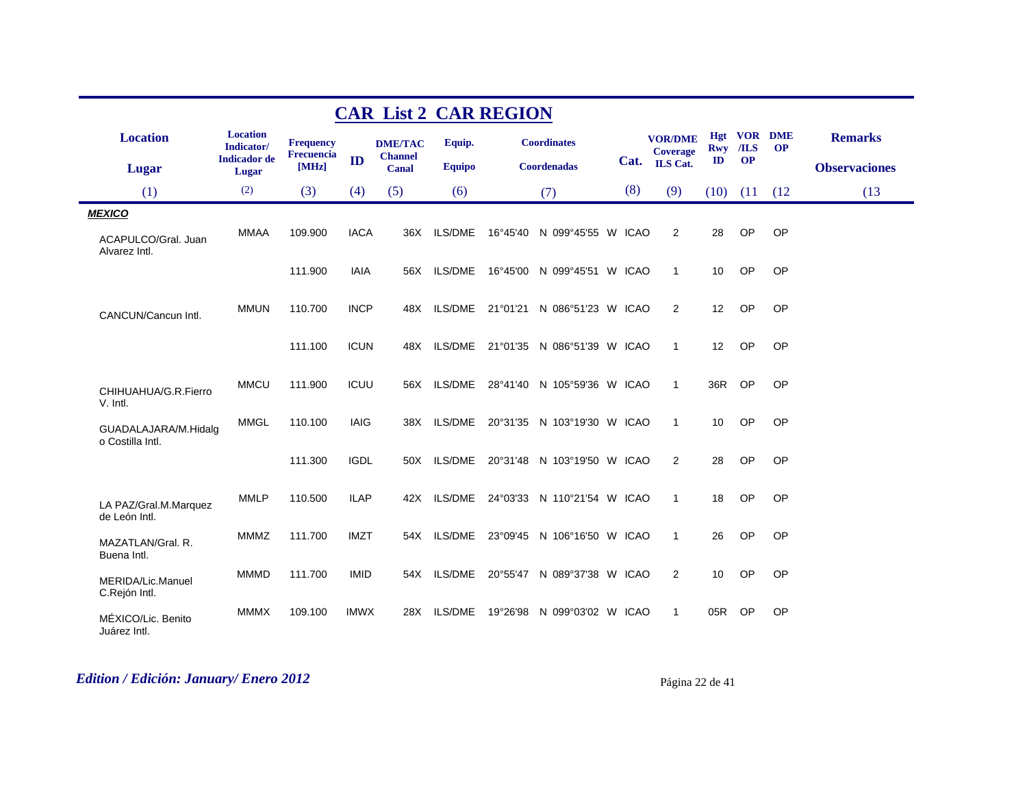# CAR List 2 CAR REGION

| Location / Lugar | Location Indicator/ Indicador de Lugar | Frequency Frecuencia [MHz] | ID | DME/TAC Channel Canal | Equip. Equipo | Coordinates Coordenadas | Cat. | VOR/DME Coverage ILS Cat. | Hgt Rwy ID | VOR /ILS OP | DME OP | Remarks Observaciones |
|---|---|---|---|---|---|---|---|---|---|---|---|---|
| (1) | (2) | (3) | (4) | (5) | (6) | (7) | (8) | (9) | (10) | (11 | (12 | (13 |
| ***MEXICO*** | | | | | | | | | | | | |
| ACAPULCO/Gral. Juan Alvarez Intl. | MMAA | 109.900 | IACA | 36X | ILS/DME | 16°45'40 N 099°45'55 W | ICAO | 2 | 28 | OP | OP | |
| | | 111.900 | IAIA | 56X | ILS/DME | 16°45'00 N 099°45'51 W | ICAO | 1 | 10 | OP | OP | |
| CANCUN/Cancun Intl. | MMUN | 110.700 | INCP | 48X | ILS/DME | 21°01'21 N 086°51'23 W | ICAO | 2 | 12 | OP | OP | |
| | | 111.100 | ICUN | 48X | ILS/DME | 21°01'35 N 086°51'39 W | ICAO | 1 | 12 | OP | OP | |
| CHIHUAHUA/G.R.Fierro V. Intl. | MMCU | 111.900 | ICUU | 56X | ILS/DME | 28°41'40 N 105°59'36 W | ICAO | 1 | 36R | OP | OP | |
| GUADALAJARA/M.Hidalgo Costilla Intl. | MMGL | 110.100 | IAIG | 38X | ILS/DME | 20°31'35 N 103°19'30 W | ICAO | 1 | 10 | OP | OP | |
| | | 111.300 | IGDL | 50X | ILS/DME | 20°31'48 N 103°19'50 W | ICAO | 2 | 28 | OP | OP | |
| LA PAZ/Gral.M.Marquez de León Intl. | MMLP | 110.500 | ILAP | 42X | ILS/DME | 24°03'33 N 110°21'54 W | ICAO | 1 | 18 | OP | OP | |
| MAZATLAN/Gral. R. Buena Intl. | MMMZ | 111.700 | IMZT | 54X | ILS/DME | 23°09'45 N 106°16'50 W | ICAO | 1 | 26 | OP | OP | |
| MERIDA/Lic.Manuel C.Rejón Intl. | MMMD | 111.700 | IMID | 54X | ILS/DME | 20°55'47 N 089°37'38 W | ICAO | 2 | 10 | OP | OP | |
| MÉXICO/Lic. Benito Juárez Intl. | MMMX | 109.100 | IMWX | 28X | ILS/DME | 19°26'98 N 099°03'02 W | ICAO | 1 | 05R | OP | OP | |

*Edition / Edición: January/ Enero 2012*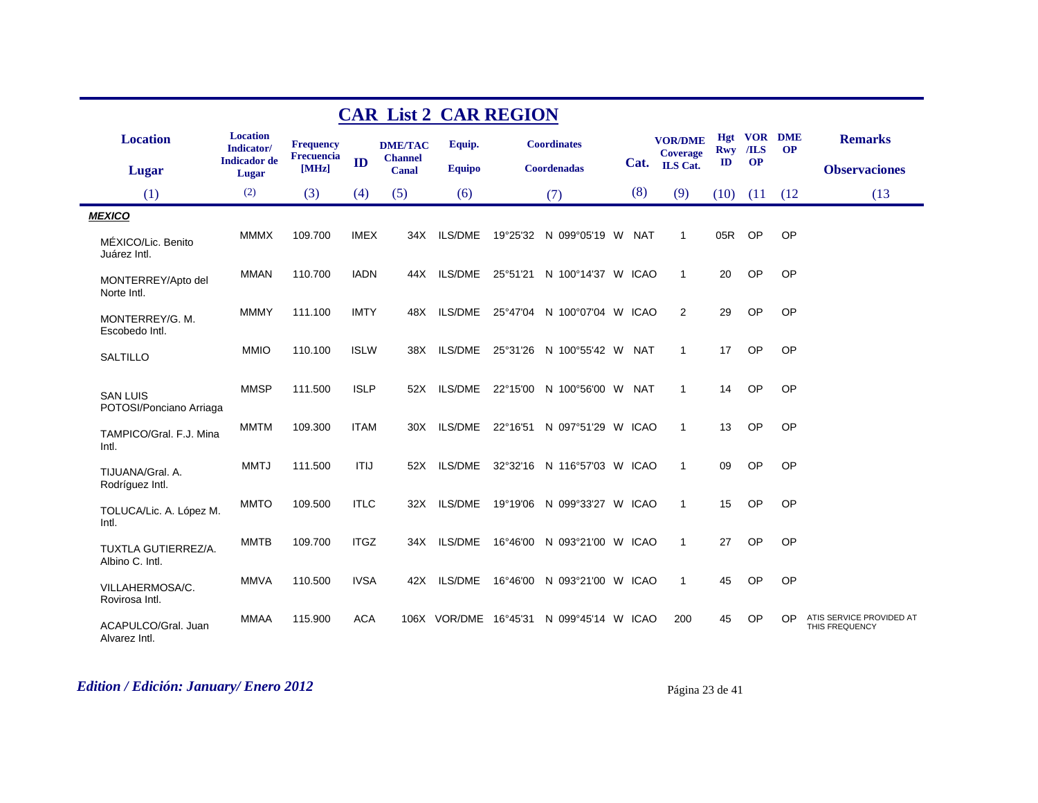# CAR List 2 CAR REGION

| Location / Lugar | Location Indicator/ Indicador de Lugar | Frequency Frecuencia [MHz] | ID | DME/TAC Channel Canal | Equip. Equipo | Coordinates Coordenadas | Cat. | VOR/DME Coverage ILS Cat. | Hgt Rwy ID | VOR /ILS OP | DME OP | Remarks Observaciones |
|---|---|---|---|---|---|---|---|---|---|---|---|---|
| (1) | (2) | (3) | (4) | (5) | (6) | (7) | (8) | (9) | (10) | (11 | (12 | (13 |
| ***MEXICO*** | | | | | | | | | | | | |
| MÉXICO/Lic. Benito Juárez Intl. | MMMX | 109.700 | IMEX | 34X | ILS/DME | 19°25'32 N 099°05'19 W | NAT | 1 | 05R | OP | OP | |
| MONTERREY/Apto del Norte Intl. | MMAN | 110.700 | IADN | 44X | ILS/DME | 25°51'21 N 100°14'37 W | ICAO | 1 | 20 | OP | OP | |
| MONTERREY/G. M. Escobedo Intl. | MMMY | 111.100 | IMTY | 48X | ILS/DME | 25°47'04 N 100°07'04 W | ICAO | 2 | 29 | OP | OP | |
| SALTILLO | MMIO | 110.100 | ISLW | 38X | ILS/DME | 25°31'26 N 100°55'42 W | NAT | 1 | 17 | OP | OP | |
| SAN LUIS POTOSI/Ponciano Arriaga | MMSP | 111.500 | ISLP | 52X | ILS/DME | 22°15'00 N 100°56'00 W | NAT | 1 | 14 | OP | OP | |
| TAMPICO/Gral. F.J. Mina Intl. | MMTM | 109.300 | ITAM | 30X | ILS/DME | 22°16'51 N 097°51'29 W | ICAO | 1 | 13 | OP | OP | |
| TIJUANA/Gral. A. Rodríguez Intl. | MMTJ | 111.500 | ITIJ | 52X | ILS/DME | 32°32'16 N 116°57'03 W | ICAO | 1 | 09 | OP | OP | |
| TOLUCA/Lic. A. López M. Intl. | MMTO | 109.500 | ITLC | 32X | ILS/DME | 19°19'06 N 099°33'27 W | ICAO | 1 | 15 | OP | OP | |
| TUXTLA GUTIERREZ/A. Albino C. Intl. | MMTB | 109.700 | ITGZ | 34X | ILS/DME | 16°46'00 N 093°21'00 W | ICAO | 1 | 27 | OP | OP | |
| VILLAHERMOSA/C. Rovirosa Intl. | MMVA | 110.500 | IVSA | 42X | ILS/DME | 16°46'00 N 093°21'00 W | ICAO | 1 | 45 | OP | OP | |
| ACAPULCO/Gral. Juan Alvarez Intl. | MMAA | 115.900 | ACA | 106X | VOR/DME | 16°45'31 N 099°45'14 W | ICAO | 200 | 45 | OP | OP | ATIS SERVICE PROVIDED AT THIS FREQUENCY |

*Edition / Edición: January/ Enero 2012*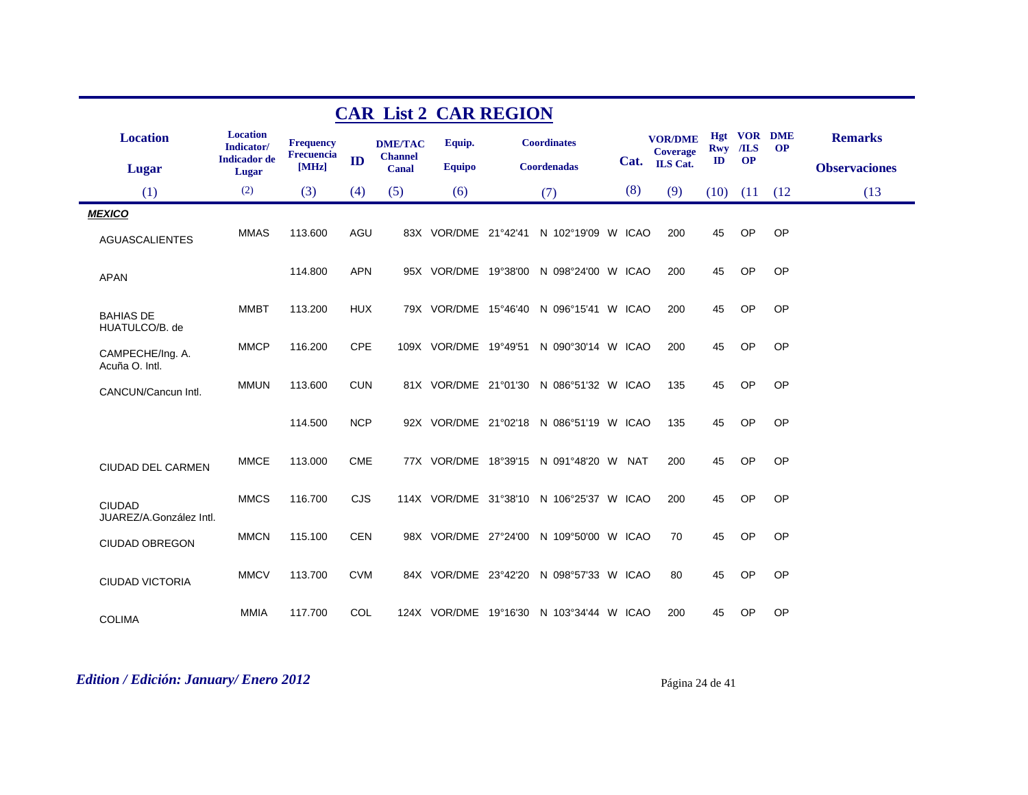# CAR List 2 CAR REGION

| Location / Lugar | Location Indicator/ Indicador de Lugar | Frequency Frecuencia [MHz] | ID | DME/TAC Channel Canal | Equip. Equipo | Coordinates Coordenadas | Cat. | VOR/DME Coverage ILS Cat. | Hgt Rwy ID | VOR /ILS OP | DME OP | Remarks Observaciones |
|---|---|---|---|---|---|---|---|---|---|---|---|---|
| (1) | (2) | (3) | (4) | (5) | (6) | (7) | (8) | (9) | (10) | (11 | (12 | (13 |
| ***MEXICO*** | | | | | | | | | | | | |
| AGUASCALIENTES | MMAS | 113.600 | AGU | 83X | VOR/DME | 21°42'41 N 102°19'09 W | ICAO | 200 | 45 | OP | OP | |
| APAN | | 114.800 | APN | 95X | VOR/DME | 19°38'00 N 098°24'00 W | ICAO | 200 | 45 | OP | OP | |
| BAHIAS DE HUATULCO/B. de | MMBT | 113.200 | HUX | 79X | VOR/DME | 15°46'40 N 096°15'41 W | ICAO | 200 | 45 | OP | OP | |
| CAMPECHE/Ing. A. Acuña O. Intl. | MMCP | 116.200 | CPE | 109X | VOR/DME | 19°49'51 N 090°30'14 W | ICAO | 200 | 45 | OP | OP | |
| CANCUN/Cancun Intl. | MMUN | 113.600 | CUN | 81X | VOR/DME | 21°01'30 N 086°51'32 W | ICAO | 135 | 45 | OP | OP | |
| | | 114.500 | NCP | 92X | VOR/DME | 21°02'18 N 086°51'19 W | ICAO | 135 | 45 | OP | OP | |
| CIUDAD DEL CARMEN | MMCE | 113.000 | CME | 77X | VOR/DME | 18°39'15 N 091°48'20 W | NAT | 200 | 45 | OP | OP | |
| CIUDAD JUAREZ/A.González Intl. | MMCS | 116.700 | CJS | 114X | VOR/DME | 31°38'10 N 106°25'37 W | ICAO | 200 | 45 | OP | OP | |
| CIUDAD OBREGON | MMCN | 115.100 | CEN | 98X | VOR/DME | 27°24'00 N 109°50'00 W | ICAO | 70 | 45 | OP | OP | |
| CIUDAD VICTORIA | MMCV | 113.700 | CVM | 84X | VOR/DME | 23°42'20 N 098°57'33 W | ICAO | 80 | 45 | OP | OP | |
| COLIMA | MMIA | 117.700 | COL | 124X | VOR/DME | 19°16'30 N 103°34'44 W | ICAO | 200 | 45 | OP | OP | |

*Edition / Edición: January/ Enero 2012*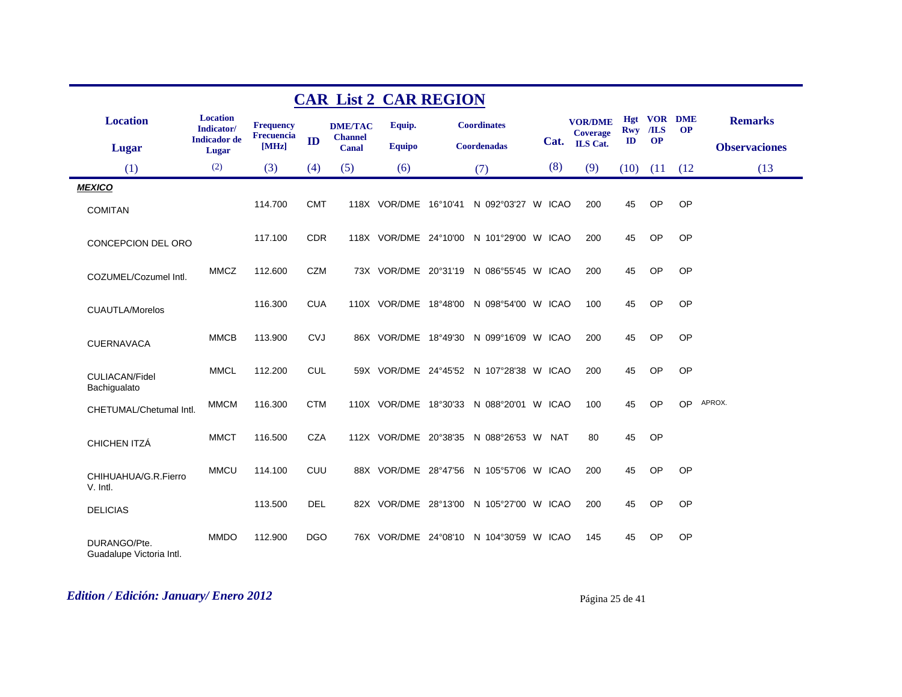# CAR List 2 CAR REGION

| Location / Lugar | Location Indicator/ Indicador de Lugar | Frequency Frecuencia [MHz] | ID | DME/TAC Channel Canal | Equip. Equipo | Coordinates Coordenadas | Cat. | VOR/DME Coverage ILS Cat. | Hgt Rwy ID | VOR /ILS OP | DME OP | Remarks Observaciones |
|---|---|---|---|---|---|---|---|---|---|---|---|---|
| (1) | (2) | (3) | (4) | (5) | (6) | (7) | (8) | (9) | (10) | (11 | (12 | (13 |
| ***MEXICO*** | | | | | | | | | | | | |
| COMITAN | | 114.700 | CMT | 118X | VOR/DME | 16°10'41 N 092°03'27 W | ICAO | 200 | 45 | OP | OP | |
| CONCEPCION DEL ORO | | 117.100 | CDR | 118X | VOR/DME | 24°10'00 N 101°29'00 W | ICAO | 200 | 45 | OP | OP | |
| COZUMEL/Cozumel Intl. | MMCZ | 112.600 | CZM | 73X | VOR/DME | 20°31'19 N 086°55'45 W | ICAO | 200 | 45 | OP | OP | |
| CUAUTLA/Morelos | | 116.300 | CUA | 110X | VOR/DME | 18°48'00 N 098°54'00 W | ICAO | 100 | 45 | OP | OP | |
| CUERNAVACA | MMCB | 113.900 | CVJ | 86X | VOR/DME | 18°49'30 N 099°16'09 W | ICAO | 200 | 45 | OP | OP | |
| CULIACAN/Fidel Bachigualato | MMCL | 112.200 | CUL | 59X | VOR/DME | 24°45'52 N 107°28'38 W | ICAO | 200 | 45 | OP | OP | |
| CHETUMAL/Chetumal Intl. | MMCM | 116.300 | CTM | 110X | VOR/DME | 18°30'33 N 088°20'01 W | ICAO | 100 | 45 | OP | OP | APROX. |
| CHICHEN ITZÁ | MMCT | 116.500 | CZA | 112X | VOR/DME | 20°38'35 N 088°26'53 W | NAT | 80 | 45 | OP | | |
| CHIHUAHUA/G.R.Fierro V. Intl. | MMCU | 114.100 | CUU | 88X | VOR/DME | 28°47'56 N 105°57'06 W | ICAO | 200 | 45 | OP | OP | |
| DELICIAS | | 113.500 | DEL | 82X | VOR/DME | 28°13'00 N 105°27'00 W | ICAO | 200 | 45 | OP | OP | |
| DURANGO/Pte. Guadalupe Victoria Intl. | MMDO | 112.900 | DGO | 76X | VOR/DME | 24°08'10 N 104°30'59 W | ICAO | 145 | 45 | OP | OP | |

*Edition / Edición: January/ Enero 2012*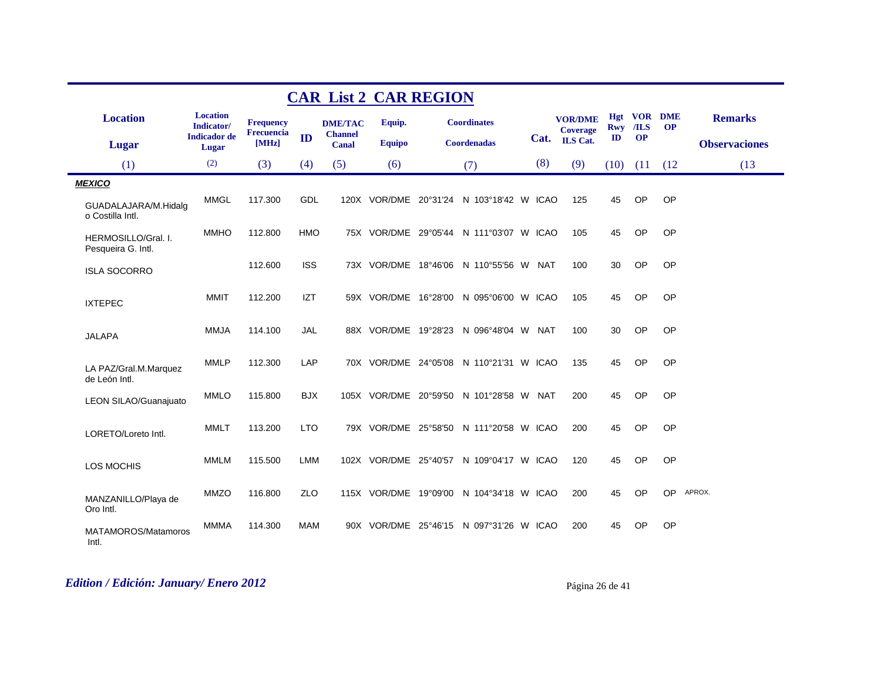# CAR List 2 CAR REGION

| Location / Lugar | Location Indicator/ Indicador de Lugar | Frequency Frecuencia [MHz] | ID | DME/TAC Channel Canal | Equip. Equipo | Coordinates Coordenadas | Cat. | VOR/DME Coverage ILS Cat. | Hgt Rwy ID | VOR /ILS OP | DME OP | Remarks Observaciones |
|---|---|---|---|---|---|---|---|---|---|---|---|---|
| (1) | (2) | (3) | (4) | (5) | (6) | (7) | (8) | (9) | (10) | (11 | (12 | (13 |
| ***MEXICO*** | | | | | | | | | | | | |
| GUADALAJARA/M.Hidalgo Costilla Intl. | MMGL | 117.300 | GDL | 120X | VOR/DME | 20°31'24 N 103°18'42 W | ICAO | 125 | 45 | OP | OP | |
| HERMOSILLO/Gral. I. Pesqueira G. Intl. | MMHO | 112.800 | HMO | 75X | VOR/DME | 29°05'44 N 111°03'07 W | ICAO | 105 | 45 | OP | OP | |
| ISLA SOCORRO | | 112.600 | ISS | 73X | VOR/DME | 18°46'06 N 110°55'56 W | NAT | 100 | 30 | OP | OP | |
| IXTEPEC | MMIT | 112.200 | IZT | 59X | VOR/DME | 16°28'00 N 095°06'00 W | ICAO | 105 | 45 | OP | OP | |
| JALAPA | MMJA | 114.100 | JAL | 88X | VOR/DME | 19°28'23 N 096°48'04 W | NAT | 100 | 30 | OP | OP | |
| LA PAZ/Gral.M.Marquez de León Intl. | MMLP | 112.300 | LAP | 70X | VOR/DME | 24°05'08 N 110°21'31 W | ICAO | 135 | 45 | OP | OP | |
| LEON SILAO/Guanajuato | MMLO | 115.800 | BJX | 105X | VOR/DME | 20°59'50 N 101°28'58 W | NAT | 200 | 45 | OP | OP | |
| LORETO/Loreto Intl. | MMLT | 113.200 | LTO | 79X | VOR/DME | 25°58'50 N 111°20'58 W | ICAO | 200 | 45 | OP | OP | |
| LOS MOCHIS | MMLM | 115.500 | LMM | 102X | VOR/DME | 25°40'57 N 109°04'17 W | ICAO | 120 | 45 | OP | OP | |
| MANZANILLO/Playa de Oro Intl. | MMZO | 116.800 | ZLO | 115X | VOR/DME | 19°09'00 N 104°34'18 W | ICAO | 200 | 45 | OP | OP | APROX. |
| MATAMOROS/Matamoros Intl. | MMMA | 114.300 | MAM | 90X | VOR/DME | 25°46'15 N 097°31'26 W | ICAO | 200 | 45 | OP | OP | |

*Edition / Edición: January/ Enero 2012*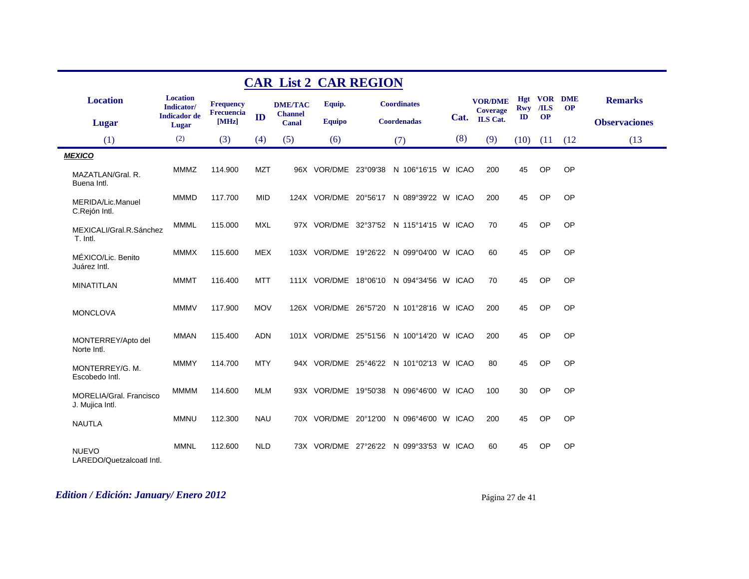# CAR List 2 CAR REGION

| Location / Lugar (1) | Location Indicator/ Indicador de Lugar (2) | Frequency Frecuencia [MHz] (3) | ID (4) | DME/TAC Channel Canal (5) | Equip. Equipo (6) | Coordinates Coordenadas (7) | Cat. (8) | VOR/DME Coverage ILS Cat. (9) | Hgt Rwy ID (10) | VOR /ILS OP (11 | DME OP (12 | Remarks Observaciones (13 |
|---|---|---|---|---|---|---|---|---|---|---|---|---|
| ***MEXICO*** | | | | | | | | | | | | |
| MAZATLAN/Gral. R. Buena Intl. | MMMZ | 114.900 | MZT | 96X | VOR/DME | 23°09'38 N 106°16'15 W | ICAO | 200 | 45 | OP | OP | |
| MERIDA/Lic.Manuel C.Rejón Intl. | MMMD | 117.700 | MID | 124X | VOR/DME | 20°56'17 N 089°39'22 W | ICAO | 200 | 45 | OP | OP | |
| MEXICALI/Gral.R.Sánchez T. Intl. | MMML | 115.000 | MXL | 97X | VOR/DME | 32°37'52 N 115°14'15 W | ICAO | 70 | 45 | OP | OP | |
| MÉXICO/Lic. Benito Juárez Intl. | MMMX | 115.600 | MEX | 103X | VOR/DME | 19°26'22 N 099°04'00 W | ICAO | 60 | 45 | OP | OP | |
| MINATITLAN | MMMT | 116.400 | MTT | 111X | VOR/DME | 18°06'10 N 094°34'56 W | ICAO | 70 | 45 | OP | OP | |
| MONCLOVA | MMMV | 117.900 | MOV | 126X | VOR/DME | 26°57'20 N 101°28'16 W | ICAO | 200 | 45 | OP | OP | |
| MONTERREY/Apto del Norte Intl. | MMAN | 115.400 | ADN | 101X | VOR/DME | 25°51'56 N 100°14'20 W | ICAO | 200 | 45 | OP | OP | |
| MONTERREY/G. M. Escobedo Intl. | MMMY | 114.700 | MTY | 94X | VOR/DME | 25°46'22 N 101°02'13 W | ICAO | 80 | 45 | OP | OP | |
| MORELIA/Gral. Francisco J. Mujica Intl. | MMMM | 114.600 | MLM | 93X | VOR/DME | 19°50'38 N 096°46'00 W | ICAO | 100 | 30 | OP | OP | |
| NAUTLA | MMNU | 112.300 | NAU | 70X | VOR/DME | 20°12'00 N 096°46'00 W | ICAO | 200 | 45 | OP | OP | |
| NUEVO LAREDO/Quetzalcoatl Intl. | MMNL | 112.600 | NLD | 73X | VOR/DME | 27°26'22 N 099°33'53 W | ICAO | 60 | 45 | OP | OP | |

*Edition / Edición: January/ Enero 2012*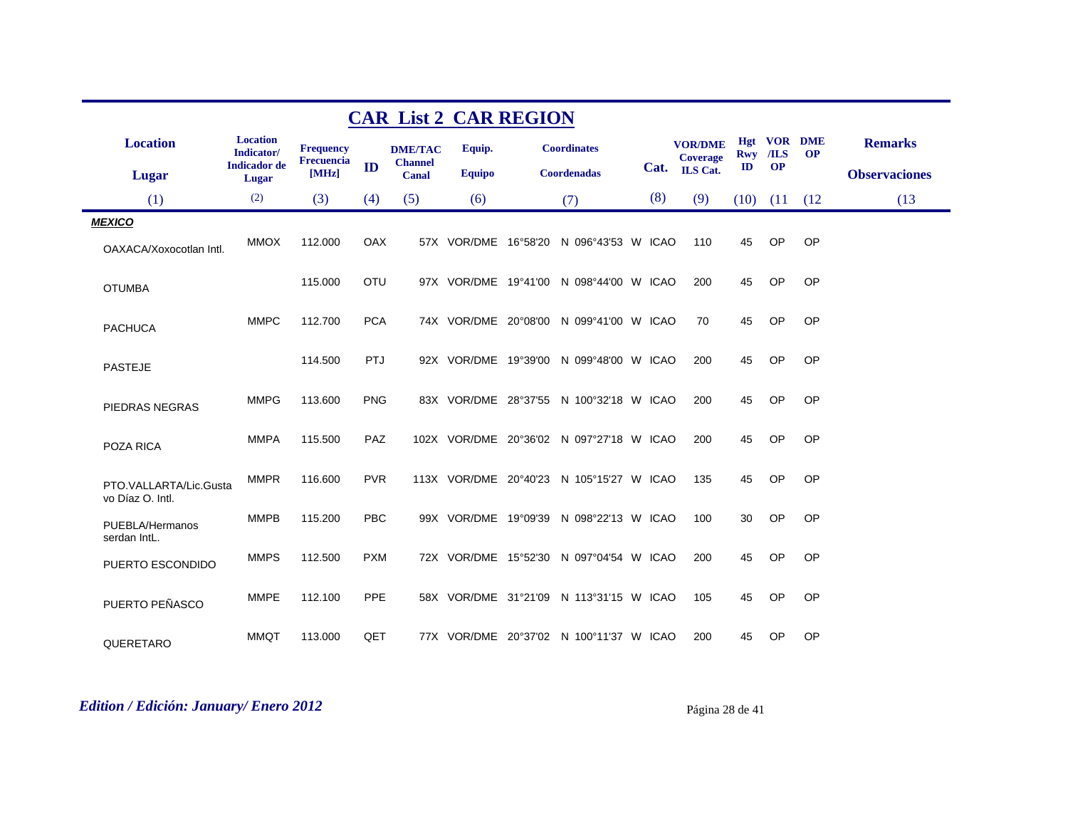# CAR List 2 CAR REGION

| Location / Lugar | Location Indicator/ Indicador de Lugar | Frequency Frecuencia [MHz] | ID | DME/TAC Channel Canal | Equip. Equipo | Coordinates Coordenadas | Cat. | VOR/DME Coverage ILS Cat. | Hgt Rwy ID | VOR /ILS OP | DME OP | Remarks Observaciones |
|---|---|---|---|---|---|---|---|---|---|---|---|---|
| (1) | (2) | (3) | (4) | (5) | (6) | (7) | (8) | (9) | (10) | (11 | (12 | (13 |
| ***MEXICO*** | | | | | | | | | | | | |
| OAXACA/Xoxocotlan Intl. | MMOX | 112.000 | OAX | 57X | VOR/DME | 16°58'20 N 096°43'53 W | ICAO | 110 | 45 | OP | OP | |
| OTUMBA | | 115.000 | OTU | 97X | VOR/DME | 19°41'00 N 098°44'00 W | ICAO | 200 | 45 | OP | OP | |
| PACHUCA | MMPC | 112.700 | PCA | 74X | VOR/DME | 20°08'00 N 099°41'00 W | ICAO | 70 | 45 | OP | OP | |
| PASTEJE | | 114.500 | PTJ | 92X | VOR/DME | 19°39'00 N 099°48'00 W | ICAO | 200 | 45 | OP | OP | |
| PIEDRAS NEGRAS | MMPG | 113.600 | PNG | 83X | VOR/DME | 28°37'55 N 100°32'18 W | ICAO | 200 | 45 | OP | OP | |
| POZA RICA | MMPA | 115.500 | PAZ | 102X | VOR/DME | 20°36'02 N 097°27'18 W | ICAO | 200 | 45 | OP | OP | |
| PTO.VALLARTA/Lic.Gustavo Díaz O. Intl. | MMPR | 116.600 | PVR | 113X | VOR/DME | 20°40'23 N 105°15'27 W | ICAO | 135 | 45 | OP | OP | |
| PUEBLA/Hermanos serdan IntL. | MMPB | 115.200 | PBC | 99X | VOR/DME | 19°09'39 N 098°22'13 W | ICAO | 100 | 30 | OP | OP | |
| PUERTO ESCONDIDO | MMPS | 112.500 | PXM | 72X | VOR/DME | 15°52'30 N 097°04'54 W | ICAO | 200 | 45 | OP | OP | |
| PUERTO PEÑASCO | MMPE | 112.100 | PPE | 58X | VOR/DME | 31°21'09 N 113°31'15 W | ICAO | 105 | 45 | OP | OP | |
| QUERETARO | MMQT | 113.000 | QET | 77X | VOR/DME | 20°37'02 N 100°11'37 W | ICAO | 200 | 45 | OP | OP | |

*Edition / Edición: January/ Enero 2012*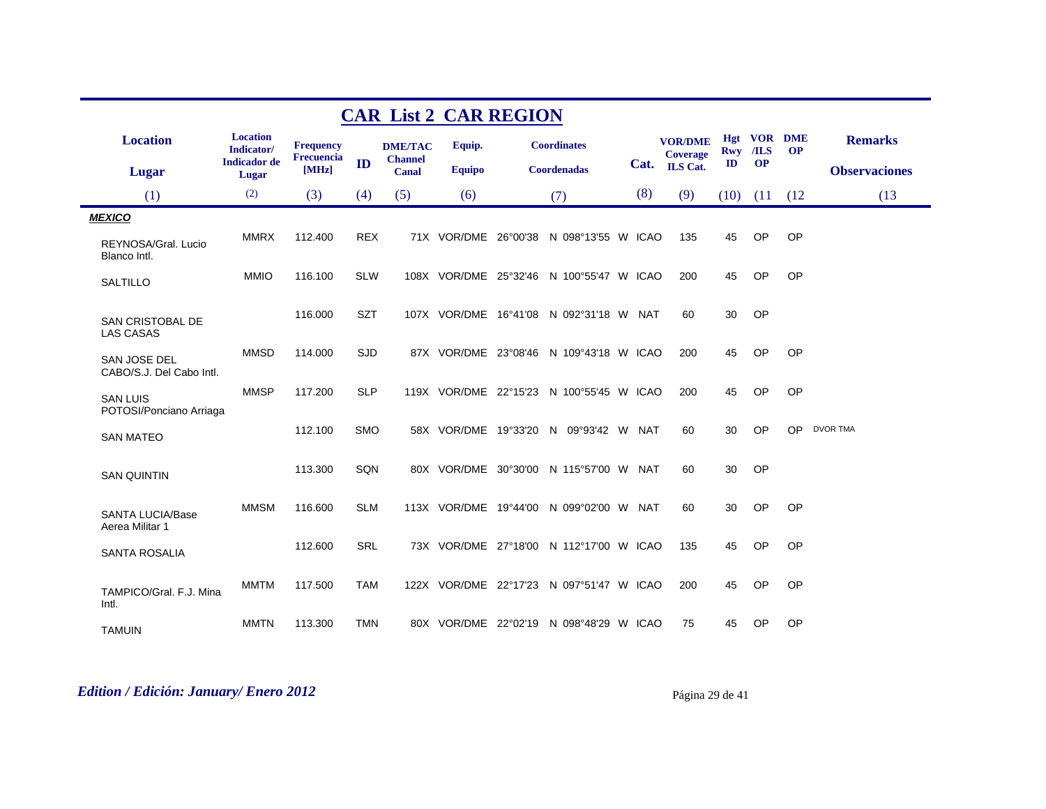## CAR List 2 CAR REGION

| Location<br>Lugar | Location Indicator/<br>Indicador de Lugar | Frequency<br>Frecuencia [MHz] | ID | DME/TAC Channel<br>Canal | Equip.<br>Equipo | Coordinates<br>Coordenadas | Cat. | VOR/DME Coverage<br>ILS Cat. | Hgt Rwy ID | VOR /ILS OP | DME OP | Remarks<br>Observaciones |
|---|---|---|---|---|---|---|---|---|---|---|---|---|
| (1) | (2) | (3) | (4) | (5) | (6) | (7) | (8) | (9) | (10) | (11 | (12 | (13 |
| ***MEXICO*** | | | | | | | | | | | | |
| REYNOSA/Gral. Lucio Blanco Intl. | MMRX | 112.400 | REX | 71X | VOR/DME | 26°00'38 N 098°13'55 W | ICAO | 135 | 45 | OP | OP | |
| SALTILLO | MMIO | 116.100 | SLW | 108X | VOR/DME | 25°32'46 N 100°55'47 W | ICAO | 200 | 45 | OP | OP | |
| SAN CRISTOBAL DE LAS CASAS | | 116.000 | SZT | 107X | VOR/DME | 16°41'08 N 092°31'18 W | NAT | 60 | 30 | OP | | |
| SAN JOSE DEL CABO/S.J. Del Cabo Intl. | MMSD | 114.000 | SJD | 87X | VOR/DME | 23°08'46 N 109°43'18 W | ICAO | 200 | 45 | OP | OP | |
| SAN LUIS POTOSI/Ponciano Arriaga | MMSP | 117.200 | SLP | 119X | VOR/DME | 22°15'23 N 100°55'45 W | ICAO | 200 | 45 | OP | OP | |
| SAN MATEO | | 112.100 | SMO | 58X | VOR/DME | 19°33'20 N 09°93'42 W | NAT | 60 | 30 | OP | OP | DVOR TMA |
| SAN QUINTIN | | 113.300 | SQN | 80X | VOR/DME | 30°30'00 N 115°57'00 W | NAT | 60 | 30 | OP | | |
| SANTA LUCIA/Base Aerea Militar 1 | MMSM | 116.600 | SLM | 113X | VOR/DME | 19°44'00 N 099°02'00 W | NAT | 60 | 30 | OP | OP | |
| SANTA ROSALIA | | 112.600 | SRL | 73X | VOR/DME | 27°18'00 N 112°17'00 W | ICAO | 135 | 45 | OP | OP | |
| TAMPICO/Gral. F.J. Mina Intl. | MMTM | 117.500 | TAM | 122X | VOR/DME | 22°17'23 N 097°51'47 W | ICAO | 200 | 45 | OP | OP | |
| TAMUIN | MMTN | 113.300 | TMN | 80X | VOR/DME | 22°02'19 N 098°48'29 W | ICAO | 75 | 45 | OP | OP | |

*Edition / Edición: January/ Enero 2012*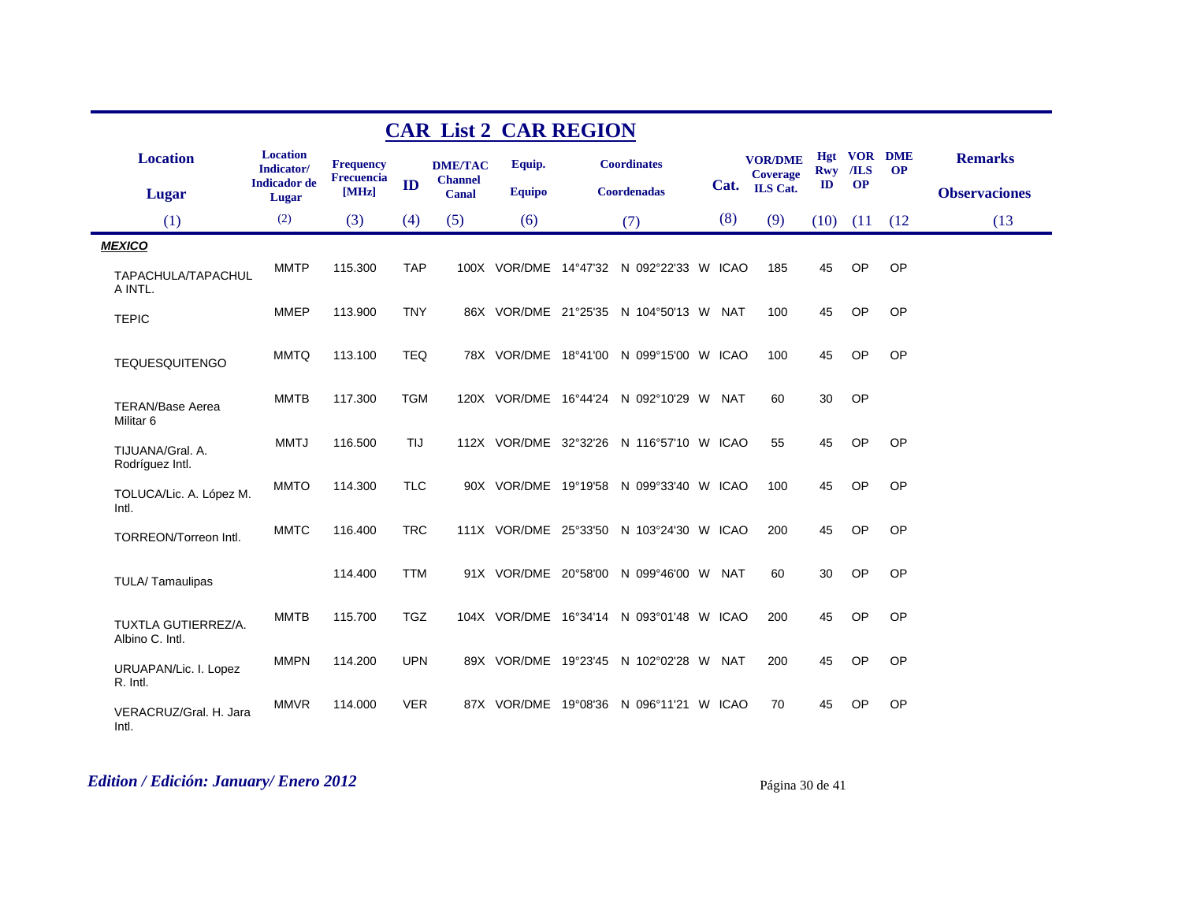# CAR List 2 CAR REGION

| Location / Lugar (1) | Location Indicator/ Indicador de Lugar (2) | Frequency Frecuencia [MHz] (3) | ID (4) | DME/TAC Channel Canal (5) | Equip. Equipo (6) | Coordinates Coordenadas (7) | Cat. (8) | VOR/DME Coverage ILS Cat. (9) | Hgt Rwy ID (10) | VOR /ILS OP (11 | DME OP (12 | Remarks / Observaciones (13 |
|---|---|---|---|---|---|---|---|---|---|---|---|---|
| ***MEXICO*** | | | | | | | | | | | | |
| TAPACHULA/TAPACHULA INTL. | MMTP | 115.300 | TAP | 100X | VOR/DME | 14°47'32 N 092°22'33 W | ICAO | 185 | 45 | OP | OP | |
| TEPIC | MMEP | 113.900 | TNY | 86X | VOR/DME | 21°25'35 N 104°50'13 W | NAT | 100 | 45 | OP | OP | |
| TEQUESQUITENGO | MMTQ | 113.100 | TEQ | 78X | VOR/DME | 18°41'00 N 099°15'00 W | ICAO | 100 | 45 | OP | OP | |
| TERAN/Base Aerea Militar 6 | MMTB | 117.300 | TGM | 120X | VOR/DME | 16°44'24 N 092°10'29 W | NAT | 60 | 30 | OP | | |
| TIJUANA/Gral. A. Rodríguez Intl. | MMTJ | 116.500 | TIJ | 112X | VOR/DME | 32°32'26 N 116°57'10 W | ICAO | 55 | 45 | OP | OP | |
| TOLUCA/Lic. A. López M. Intl. | MMTO | 114.300 | TLC | 90X | VOR/DME | 19°19'58 N 099°33'40 W | ICAO | 100 | 45 | OP | OP | |
| TORREON/Torreon Intl. | MMTC | 116.400 | TRC | 111X | VOR/DME | 25°33'50 N 103°24'30 W | ICAO | 200 | 45 | OP | OP | |
| TULA/ Tamaulipas | | 114.400 | TTM | 91X | VOR/DME | 20°58'00 N 099°46'00 W | NAT | 60 | 30 | OP | OP | |
| TUXTLA GUTIERREZ/A. Albino C. Intl. | MMTB | 115.700 | TGZ | 104X | VOR/DME | 16°34'14 N 093°01'48 W | ICAO | 200 | 45 | OP | OP | |
| URUAPAN/Lic. I. Lopez R. Intl. | MMPN | 114.200 | UPN | 89X | VOR/DME | 19°23'45 N 102°02'28 W | NAT | 200 | 45 | OP | OP | |
| VERACRUZ/Gral. H. Jara Intl. | MMVR | 114.000 | VER | 87X | VOR/DME | 19°08'36 N 096°11'21 W | ICAO | 70 | 45 | OP | OP | |

*Edition / Edición: January/ Enero 2012*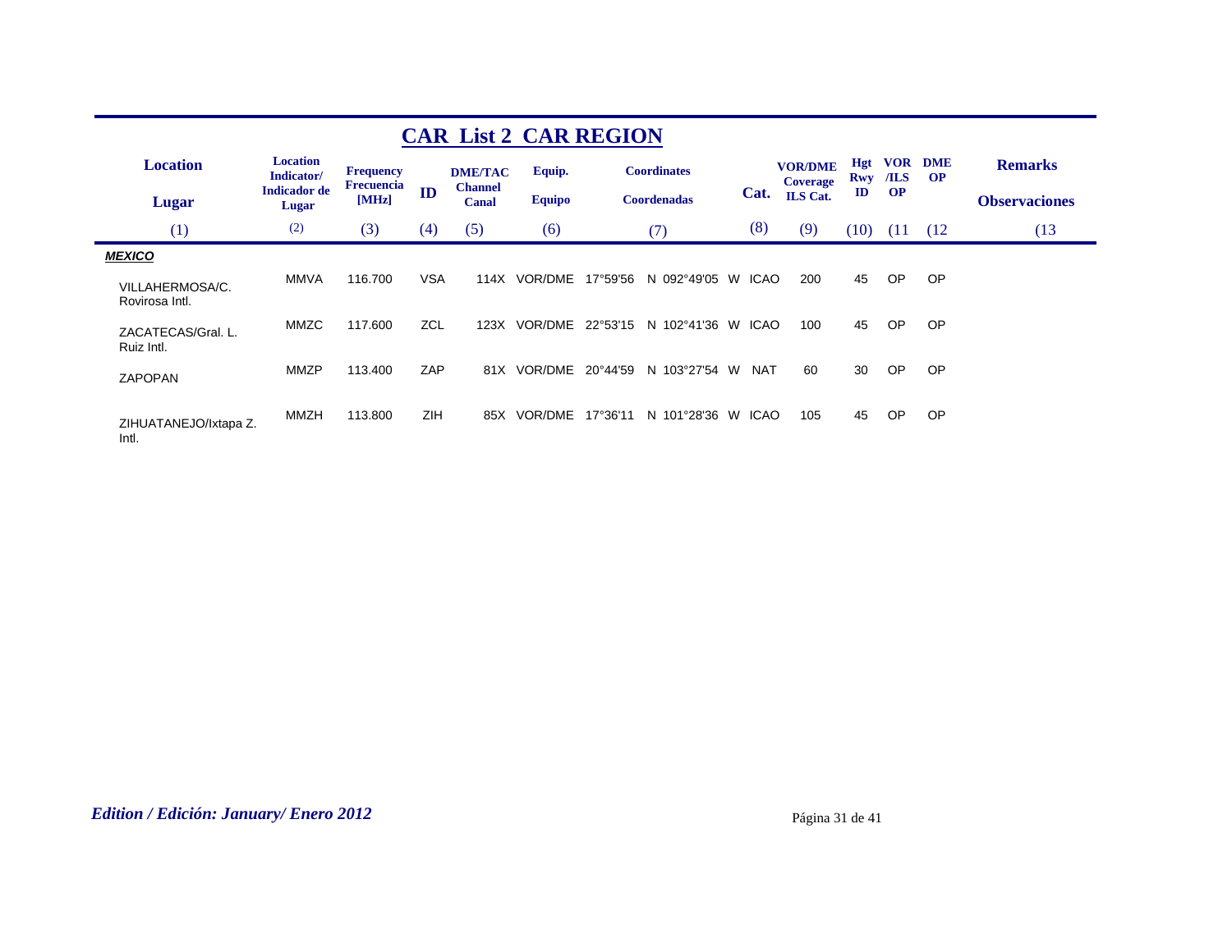## CAR List 2 CAR REGION

| Location<br>Lugar | Location Indicator/<br>Indicador de Lugar | Frequency<br>Frecuencia [MHz] | ID | DME/TAC Channel<br>Canal | Equip.<br>Equipo | Coordinates<br>Coordenadas | Cat. | VOR/DME Coverage<br>ILS Cat. | Hgt Rwy ID | VOR /ILS OP | DME OP | Remarks<br>Observaciones |
|---|---|---|---|---|---|---|---|---|---|---|---|---|
| (1) | (2) | (3) | (4) | (5) | (6) | (7) | (8) | (9) | (10) | (11 | (12 | (13 |
| ***MEXICO*** | | | | | | | | | | | | |
| VILLAHERMOSA/C. Rovirosa Intl. | MMVA | 116.700 | VSA | 114X | VOR/DME | 17°59'56 N 092°49'05 W | ICAO | 200 | 45 | OP | OP | |
| ZACATECAS/Gral. L. Ruiz Intl. | MMZC | 117.600 | ZCL | 123X | VOR/DME | 22°53'15 N 102°41'36 W | ICAO | 100 | 45 | OP | OP | |
| ZAPOPAN | MMZP | 113.400 | ZAP | 81X | VOR/DME | 20°44'59 N 103°27'54 W | NAT | 60 | 30 | OP | OP | |
| ZIHUATANEJO/Ixtapa Z. Intl. | MMZH | 113.800 | ZIH | 85X | VOR/DME | 17°36'11 N 101°28'36 W | ICAO | 105 | 45 | OP | OP | |

*Edition / Edición: January/ Enero 2012*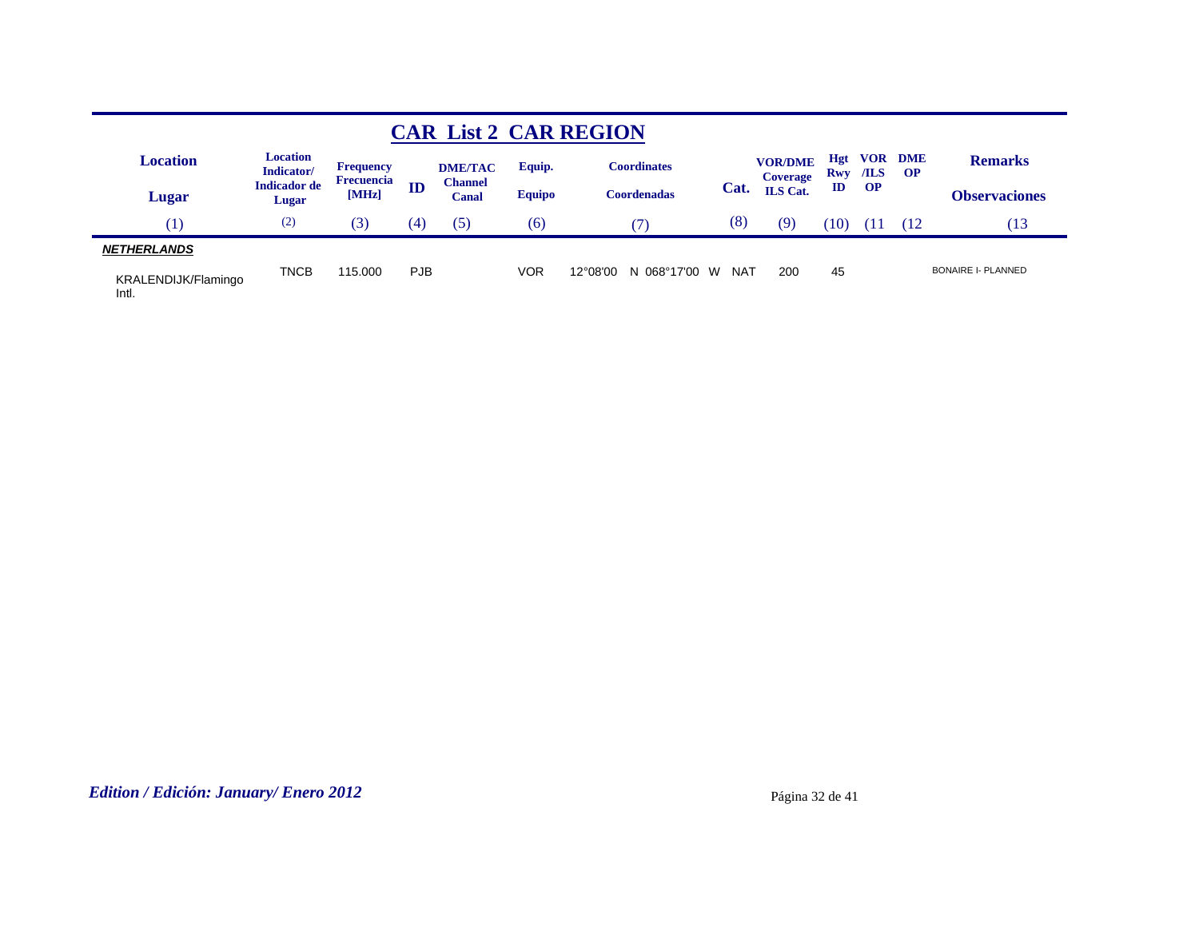# CAR List 2 CAR REGION

| Location / Lugar | Location Indicator/ Indicador de Lugar | Frequency Frecuencia [MHz] | ID | DME/TAC Channel Canal | Equip. Equipo | Coordinates Coordenadas | Cat. | VOR/DME Coverage ILS Cat. | Hgt Rwy ID | VOR /ILS OP | DME OP | Remarks Observaciones |
|---|---|---|---|---|---|---|---|---|---|---|---|---|
| (1) | (2) | (3) | (4) | (5) | (6) | (7) | (8) | (9) | (10) | (11 | (12 | (13 |
| ***NETHERLANDS*** | | | | | | | | | | | | |
| KRALENDIJK/Flamingo Intl. | TNCB | 115.000 | PJB | | VOR | 12°08'00 N 068°17'00 W | NAT | 200 | 45 | | | BONAIRE I- PLANNED |

*Edition / Edición: January/ Enero 2012*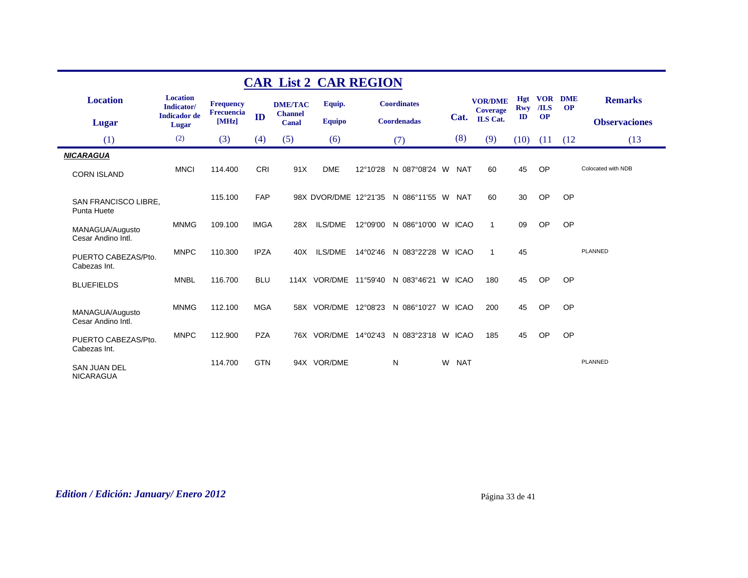# CAR List 2 CAR REGION

| Location / Lugar | Location Indicator/ Indicador de Lugar | Frequency Frecuencia [MHz] | ID | DME/TAC Channel Canal | Equip. Equipo | Coordinates Coordenadas | Cat. | VOR/DME Coverage ILS Cat. | Hgt Rwy ID | VOR /ILS OP | DME OP | Remarks Observaciones |
|---|---|---|---|---|---|---|---|---|---|---|---|---|
| (1) | (2) | (3) | (4) | (5) | (6) | (7) | (8) | (9) | (10) | (11 | (12 | (13 |
| ***NICARAGUA*** | | | | | | | | | | | | |
| CORN ISLAND | MNCI | 114.400 | CRI | 91X | DME | 12°10'28 N 087°08'24 W | NAT | 60 | 45 | OP | | Colocated with NDB |
| SAN FRANCISCO LIBRE, Punta Huete | | 115.100 | FAP | 98X | DVOR/DME | 12°21'35 N 086°11'55 W | NAT | 60 | 30 | OP | OP | |
| MANAGUA/Augusto Cesar Andino Intl. | MNMG | 109.100 | IMGA | 28X | ILS/DME | 12°09'00 N 086°10'00 W | ICAO | 1 | 09 | OP | OP | |
| PUERTO CABEZAS/Pto. Cabezas Int. | MNPC | 110.300 | IPZA | 40X | ILS/DME | 14°02'46 N 083°22'28 W | ICAO | 1 | 45 | | | PLANNED |
| BLUEFIELDS | MNBL | 116.700 | BLU | 114X | VOR/DME | 11°59'40 N 083°46'21 W | ICAO | 180 | 45 | OP | OP | |
| MANAGUA/Augusto Cesar Andino Intl. | MNMG | 112.100 | MGA | 58X | VOR/DME | 12°08'23 N 086°10'27 W | ICAO | 200 | 45 | OP | OP | |
| PUERTO CABEZAS/Pto. Cabezas Int. | MNPC | 112.900 | PZA | 76X | VOR/DME | 14°02'43 N 083°23'18 W | ICAO | 185 | 45 | OP | OP | |
| SAN JUAN DEL NICARAGUA | | 114.700 | GTN | 94X | VOR/DME | N W | NAT | | | | | PLANNED |

*Edition / Edición: January/ Enero 2012*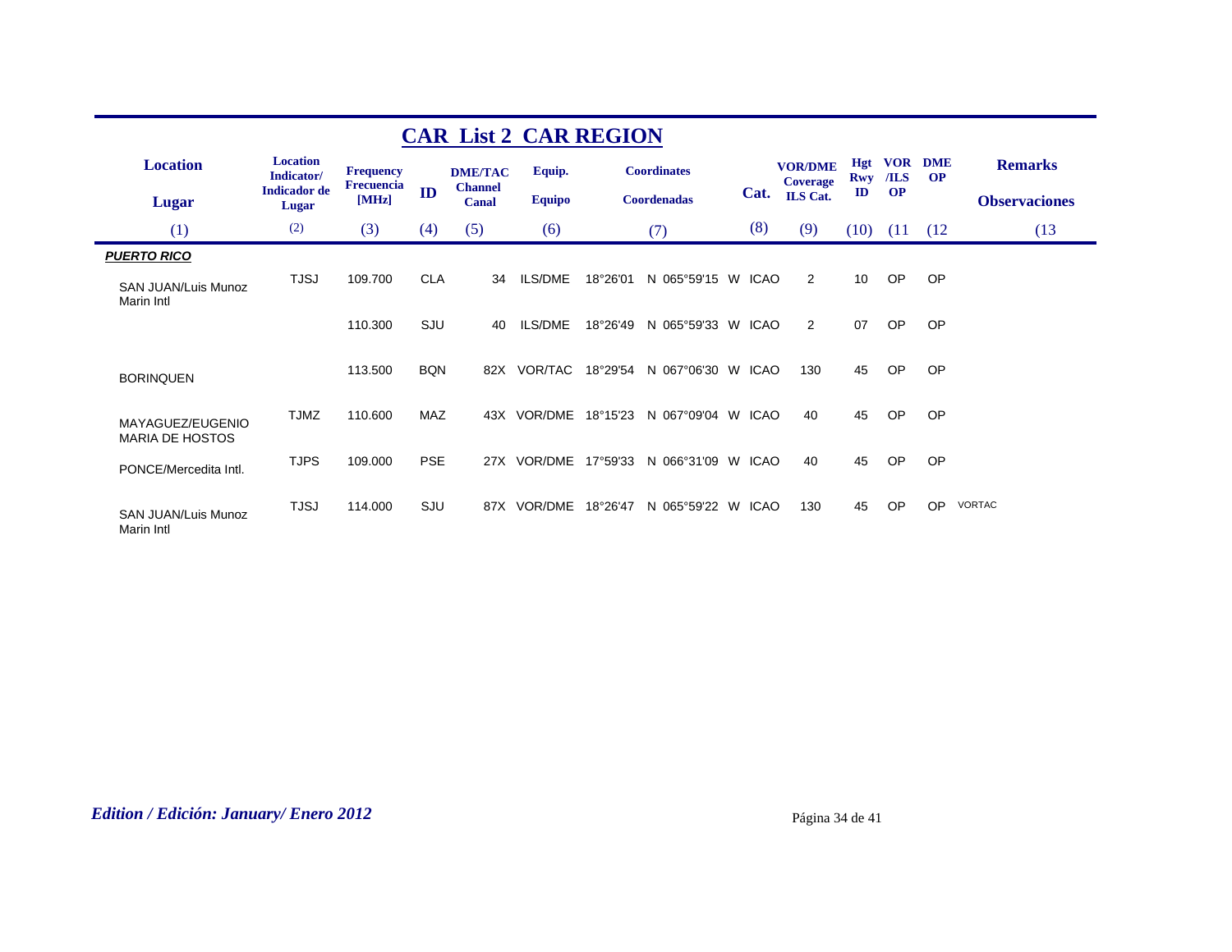## CAR List 2 CAR REGION

| Location / Lugar | Location Indicator/ Indicador de Lugar | Frequency Frecuencia [MHz] | ID | DME/TAC Channel Canal | Equip. Equipo | Coordinates Coordenadas | Cat. | VOR/DME Coverage ILS Cat. | Hgt Rwy ID | VOR /ILS OP | DME OP | Remarks Observaciones |
|---|---|---|---|---|---|---|---|---|---|---|---|---|
| (1) | (2) | (3) | (4) | (5) | (6) | (7) | (8) | (9) | (10) | (11 | (12 | (13 |
| ***PUERTO RICO*** | | | | | | | | | | | | |
| SAN JUAN/Luis Munoz Marin Intl | TJSJ | 109.700 | CLA | 34 | ILS/DME | 18°26'01 N 065°59'15 W | ICAO | 2 | 10 | OP | OP | |
| | | 110.300 | SJU | 40 | ILS/DME | 18°26'49 N 065°59'33 W | ICAO | 2 | 07 | OP | OP | |
| BORINQUEN | | 113.500 | BQN | 82X | VOR/TAC | 18°29'54 N 067°06'30 W | ICAO | 130 | 45 | OP | OP | |
| MAYAGUEZ/EUGENIO MARIA DE HOSTOS | TJMZ | 110.600 | MAZ | 43X | VOR/DME | 18°15'23 N 067°09'04 W | ICAO | 40 | 45 | OP | OP | |
| PONCE/Mercedita Intl. | TJPS | 109.000 | PSE | 27X | VOR/DME | 17°59'33 N 066°31'09 W | ICAO | 40 | 45 | OP | OP | |
| SAN JUAN/Luis Munoz Marin Intl | TJSJ | 114.000 | SJU | 87X | VOR/DME | 18°26'47 N 065°59'22 W | ICAO | 130 | 45 | OP | OP | VORTAC |

*Edition / Edición: January/ Enero 2012*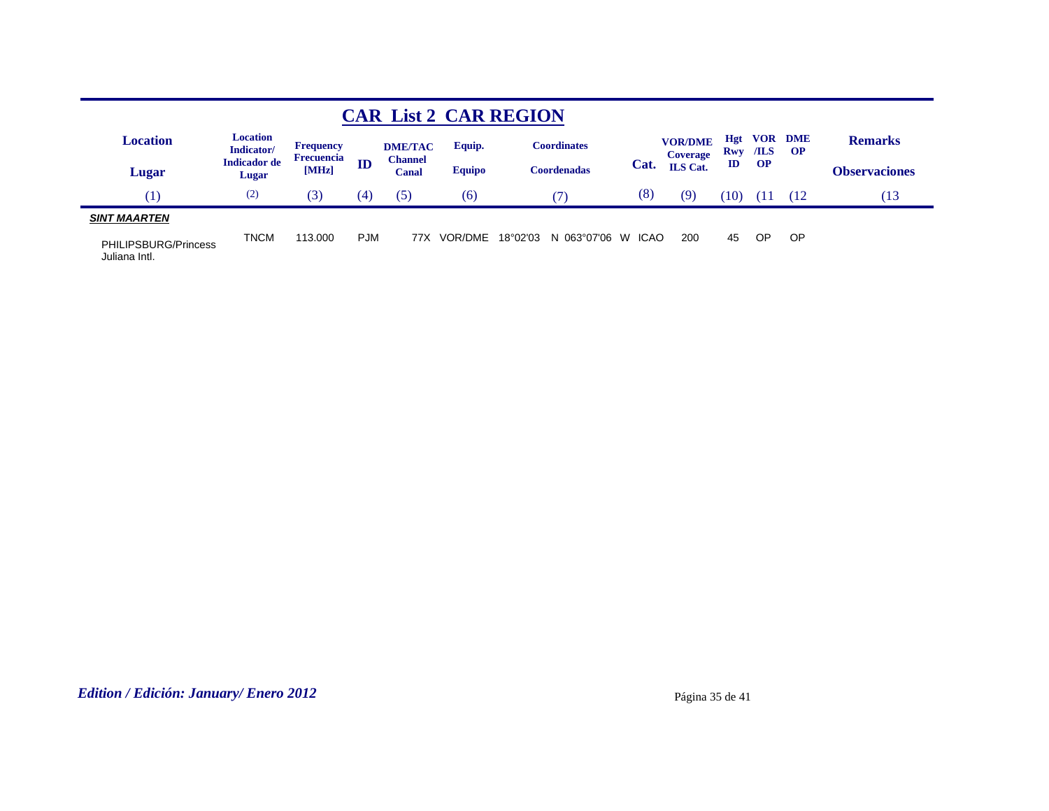# CAR List 2 CAR REGION

| Location / Lugar (1) | Location Indicator/ Indicador de Lugar (2) | Frequency Frecuencia [MHz] (3) | ID (4) | DME/TAC Channel Canal (5) | Equip. Equipo (6) | Coordinates Coordenadas (7) | Cat. (8) | VOR/DME Coverage ILS Cat. (9) | Hgt Rwy ID (10) | VOR /ILS OP (11 | DME OP (12 | Remarks Observaciones (13 |
|---|---|---|---|---|---|---|---|---|---|---|---|---|
| ***SINT MAARTEN*** | | | | | | | | | | | | |
| PHILIPSBURG/Princess Juliana Intl. | TNCM | 113.000 | PJM | 77X | VOR/DME | 18°02'03 N 063°07'06 W | ICAO | 200 | 45 | OP | OP | |

*Edition / Edición: January/ Enero 2012*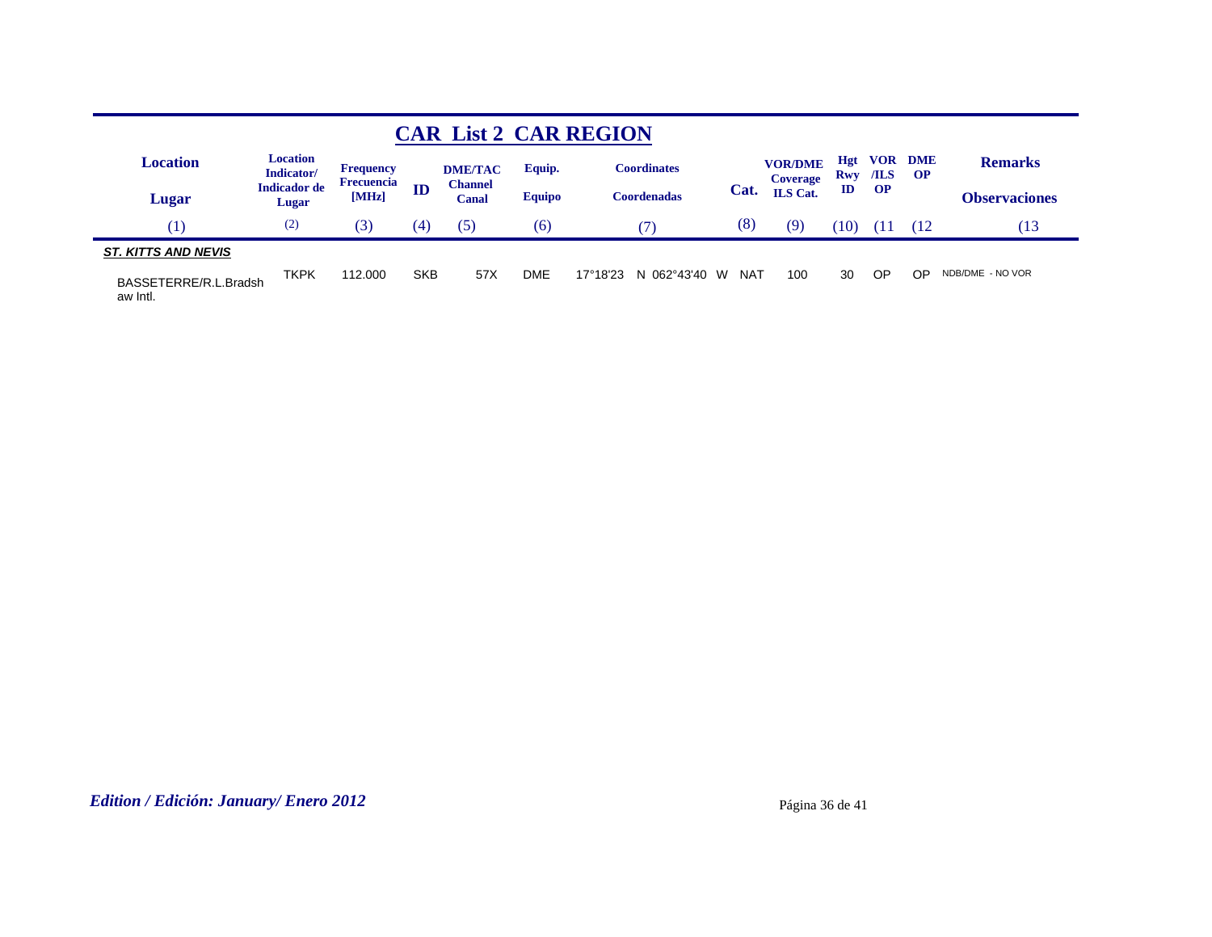# CAR List 2 CAR REGION

| Location / Lugar | Location Indicator/ Indicador de Lugar | Frequency Frecuencia [MHz] | ID | DME/TAC Channel Canal | Equip. Equipo | Coordinates Coordenadas | Cat. | VOR/DME Coverage ILS Cat. | Hgt Rwy ID | VOR /ILS OP | DME OP | Remarks Observaciones |
|---|---|---|---|---|---|---|---|---|---|---|---|---|
| (1) | (2) | (3) | (4) | (5) | (6) | (7) | (8) | (9) | (10) | (11 | (12 | (13 |
| ***ST. KITTS AND NEVIS*** | | | | | | | | | | | | |
| BASSETERRE/R.L.Bradshaw Intl. | TKPK | 112.000 | SKB | 57X | DME | 17°18'23 N 062°43'40 W | NAT | 100 | 30 | OP | OP | NDB/DME - NO VOR |

*Edition / Edición: January/ Enero 2012*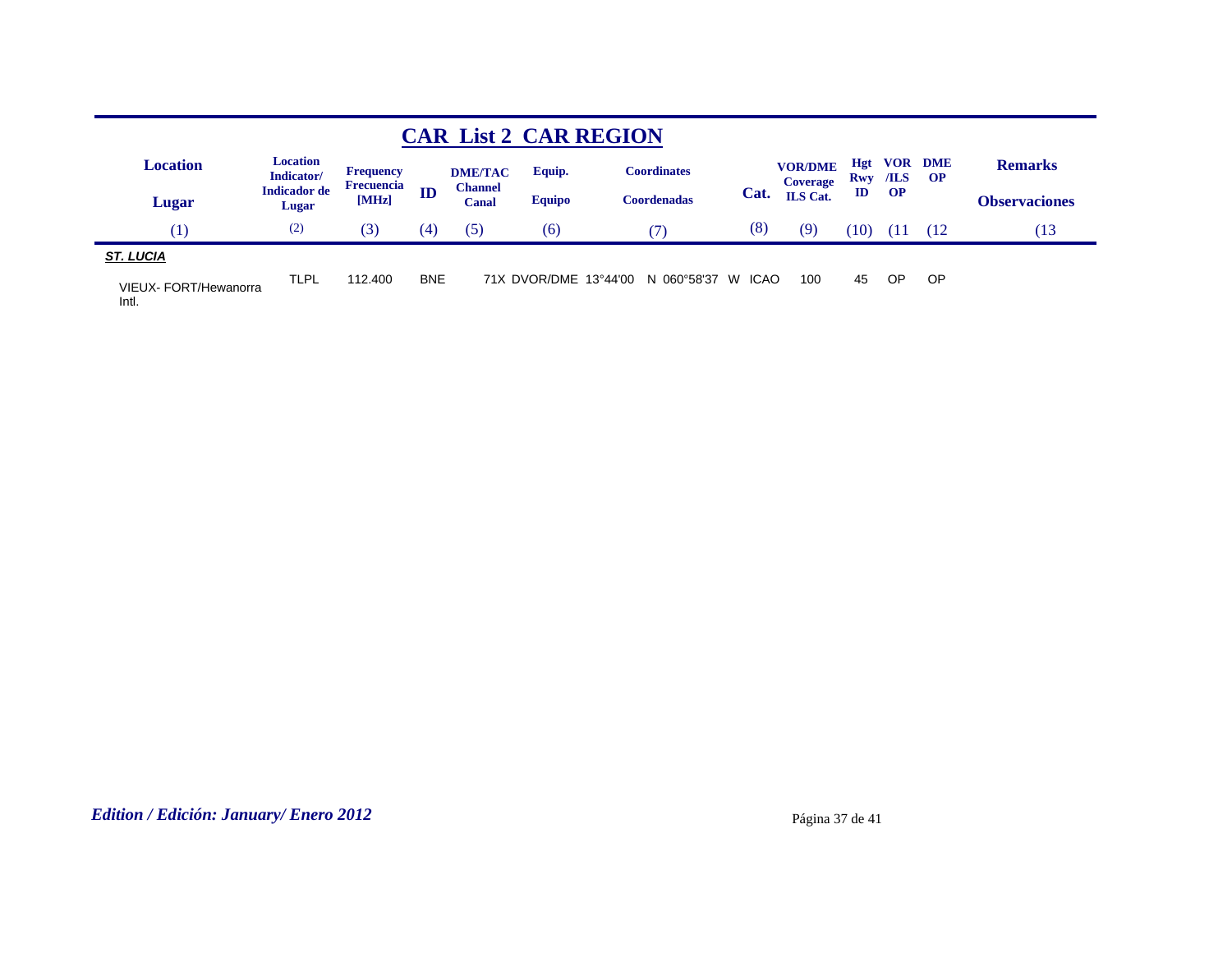# CAR List 2 CAR REGION

| Location / Lugar | Location Indicator/ Indicador de Lugar | Frequency Frecuencia [MHz] | ID | DME/TAC Channel Canal | Equip. Equipo | Coordinates Coordenadas | Cat. | VOR/DME Coverage ILS Cat. | Hgt Rwy ID | VOR /ILS OP | DME OP | Remarks Observaciones |
|---|---|---|---|---|---|---|---|---|---|---|---|---|
| (1) | (2) | (3) | (4) | (5) | (6) | (7) | (8) | (9) | (10) | (11 | (12 | (13 |
| ***ST. LUCIA*** | | | | | | | | | | | | |
| VIEUX- FORT/Hewanorra Intl. | TLPL | 112.400 | BNE | 71X | DVOR/DME | 13°44'00 N 060°58'37 W | ICAO | 100 | 45 | OP | OP | |

*Edition / Edición: January/ Enero 2012*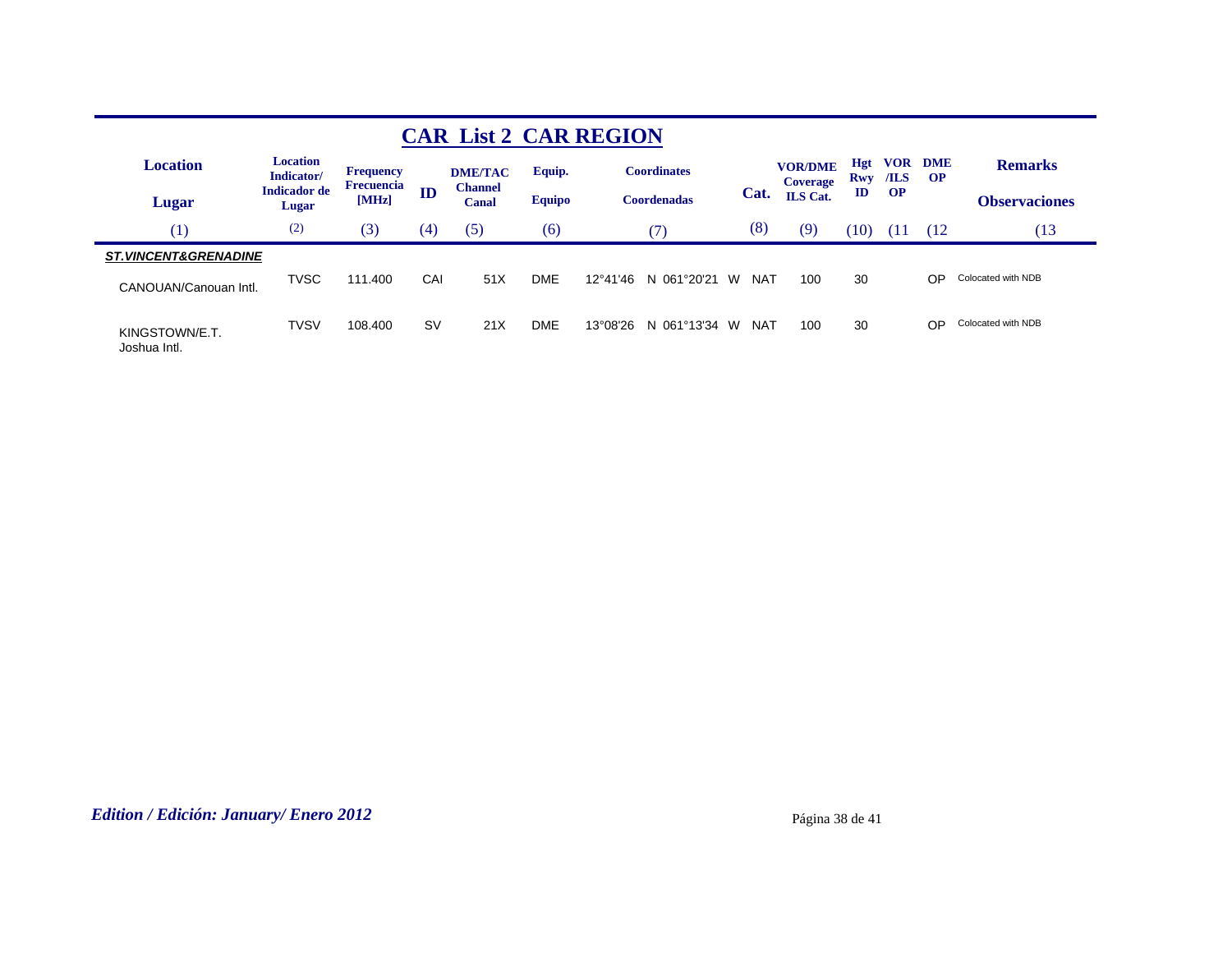## CAR List 2 CAR REGION

| Location / Lugar | Location Indicator/ Indicador de Lugar | Frequency Frecuencia [MHz] | ID | DME/TAC Channel Canal | Equip. Equipo | Coordinates Coordenadas | Cat. | VOR/DME Coverage ILS Cat. | Hgt Rwy ID | VOR /ILS OP | DME OP | Remarks Observaciones |
|---|---|---|---|---|---|---|---|---|---|---|---|---|
| (1) | (2) | (3) | (4) | (5) | (6) | (7) | (8) | (9) | (10) | (11 | (12 | (13 |
| ***ST.VINCENT&GRENADINE*** | | | | | | | | | | | | |
| CANOUAN/Canouan Intl. | TVSC | 111.400 | CAI | 51X | DME | 12°41'46 N 061°20'21 W | NAT | 100 | 30 | | OP | Colocated with NDB |
| KINGSTOWN/E.T. Joshua Intl. | TVSV | 108.400 | SV | 21X | DME | 13°08'26 N 061°13'34 W | NAT | 100 | 30 | | OP | Colocated with NDB |

*Edition / Edición: January/ Enero 2012*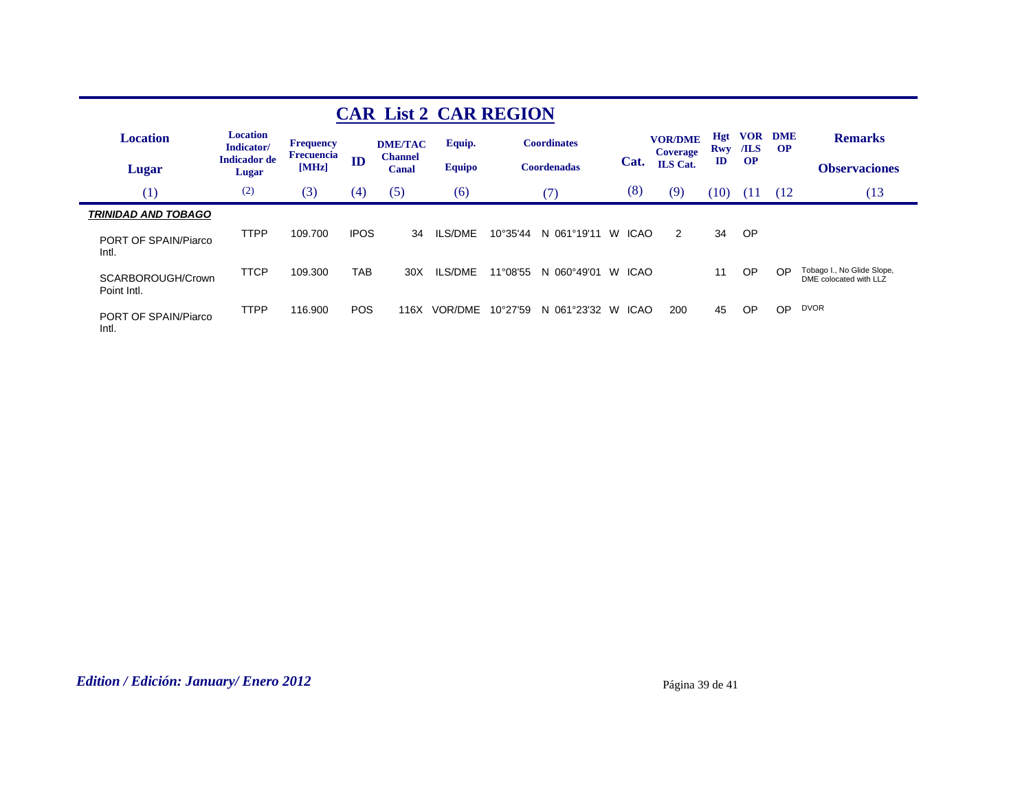## CAR List 2 CAR REGION

| Location / Lugar | Location Indicator/ Indicador de Lugar | Frequency Frecuencia [MHz] | ID | DME/TAC Channel Canal | Equip. Equipo | Coordinates Coordenadas | Cat. | VOR/DME Coverage ILS Cat. | Hgt Rwy ID | VOR /ILS OP | DME OP | Remarks Observaciones |
|---|---|---|---|---|---|---|---|---|---|---|---|---|
| (1) | (2) | (3) | (4) | (5) | (6) | (7) | (8) | (9) | (10) | (11 | (12 | (13 |
| ***TRINIDAD AND TOBAGO*** | | | | | | | | | | | | |
| PORT OF SPAIN/Piarco Intl. | TTPP | 109.700 | IPOS | 34 | ILS/DME | 10°35'44 N 061°19'11 W | ICAO | 2 | 34 | OP | | |
| SCARBOROUGH/Crown Point Intl. | TTCP | 109.300 | TAB | 30X | ILS/DME | 11°08'55 N 060°49'01 W | ICAO | | 11 | OP | OP | Tobago I., No Glide Slope, DME colocated with LLZ |
| PORT OF SPAIN/Piarco Intl. | TTPP | 116.900 | POS | 116X | VOR/DME | 10°27'59 N 061°23'32 W | ICAO | 200 | 45 | OP | OP | DVOR |

*Edition / Edición: January/ Enero 2012*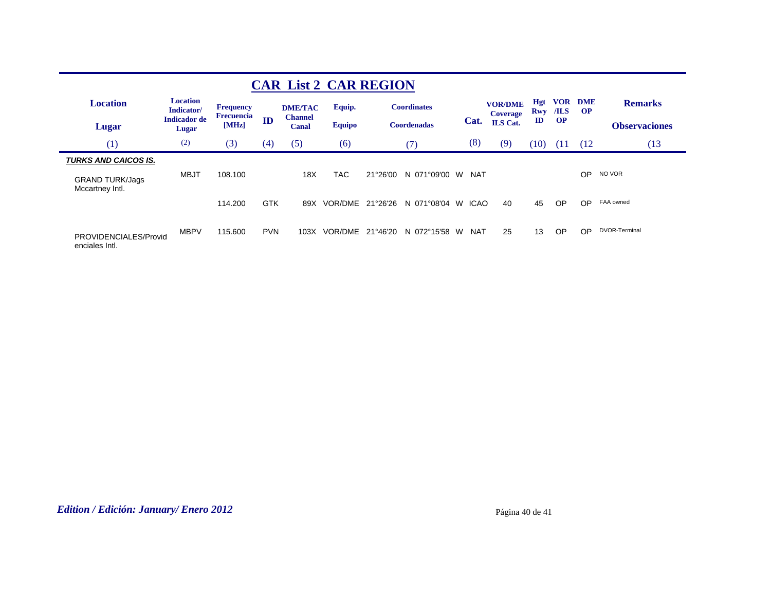# CAR List 2 CAR REGION

| Location / Lugar | Location Indicator/ Indicador de Lugar | Frequency Frecuencia [MHz] | ID | DME/TAC Channel Canal | Equip. Equipo | Coordinates Coordenadas | Cat. | VOR/DME Coverage ILS Cat. | Hgt Rwy ID | VOR /ILS OP | DME OP | Remarks Observaciones |
|---|---|---|---|---|---|---|---|---|---|---|---|---|
| (1) | (2) | (3) | (4) | (5) | (6) | (7) | (8) | (9) | (10) | (11 | (12 | (13 |
| ***TURKS AND CAICOS IS.*** | | | | | | | | | | | | |
| GRAND TURK/Jags Mccartney Intl. | MBJT | 108.100 | | 18X | TAC | 21°26'00 N 071°09'00 W | NAT | | | | OP | NO VOR |
| | | 114.200 | GTK | 89X | VOR/DME | 21°26'26 N 071°08'04 W | ICAO | 40 | 45 | OP | OP | FAA owned |
| PROVIDENCIALES/Providenciales Intl. | MBPV | 115.600 | PVN | 103X | VOR/DME | 21°46'20 N 072°15'58 W | NAT | 25 | 13 | OP | OP | DVOR-Terminal |

*Edition / Edición: January/ Enero 2012*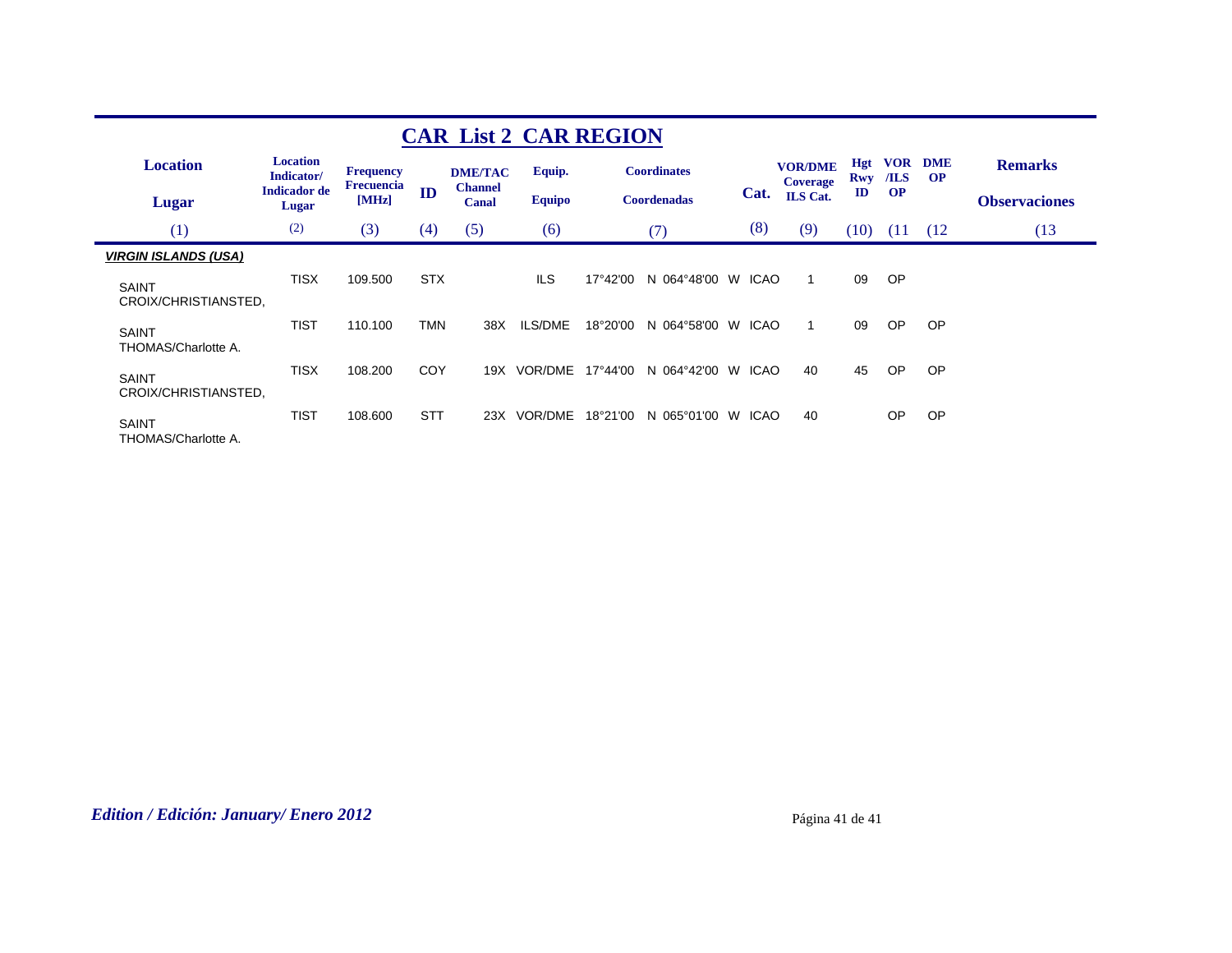# CAR List 2 CAR REGION

| Location / Lugar (1) | Location Indicator/ Indicador de Lugar (2) | Frequency Frecuencia [MHz] (3) | ID (4) | DME/TAC Channel Canal (5) | Equip. Equipo (6) | Coordinates Coordenadas (7) | Cat. (8) | VOR/DME Coverage ILS Cat. (9) | Hgt Rwy ID (10) | VOR /ILS OP (11 | DME OP (12 | Remarks Observaciones (13 |
|---|---|---|---|---|---|---|---|---|---|---|---|---|
| ***VIRGIN ISLANDS (USA)*** | | | | | | | | | | | | |
| SAINT CROIX/CHRISTIANSTED, | TISX | 109.500 | STX | | ILS | 17°42'00 N 064°48'00 W | ICAO | 1 | 09 | OP | | |
| SAINT THOMAS/Charlotte A. | TIST | 110.100 | TMN | 38X | ILS/DME | 18°20'00 N 064°58'00 W | ICAO | 1 | 09 | OP | OP | |
| SAINT CROIX/CHRISTIANSTED, | TISX | 108.200 | COY | 19X | VOR/DME | 17°44'00 N 064°42'00 W | ICAO | 40 | 45 | OP | OP | |
| SAINT THOMAS/Charlotte A. | TIST | 108.600 | STT | 23X | VOR/DME | 18°21'00 N 065°01'00 W | ICAO | 40 | | OP | OP | |

*Edition / Edición: January/ Enero 2012*